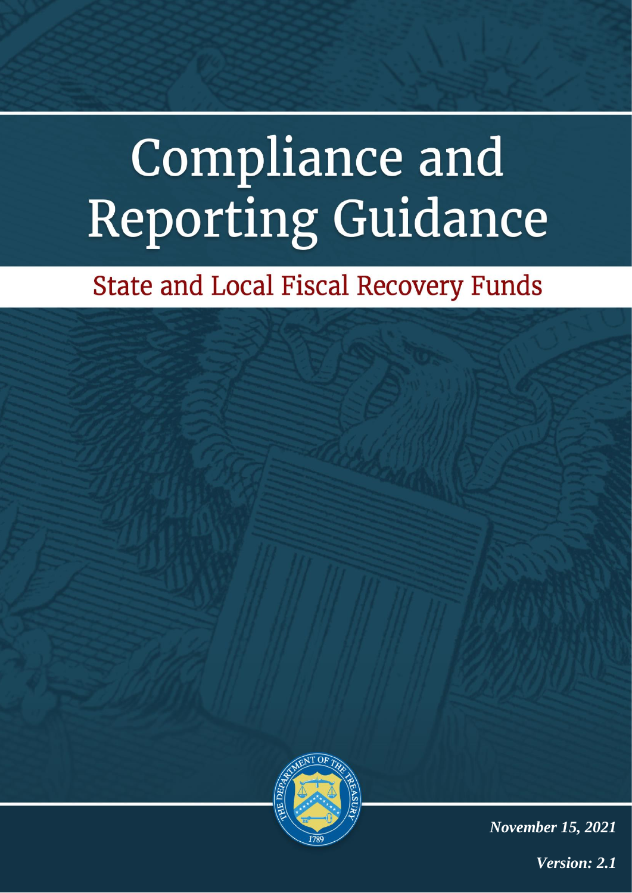# Compliance and Reporting Guidance

## State and Local Fiscal Recovery Funds

***November 15, 2021***

***Version: 2.1***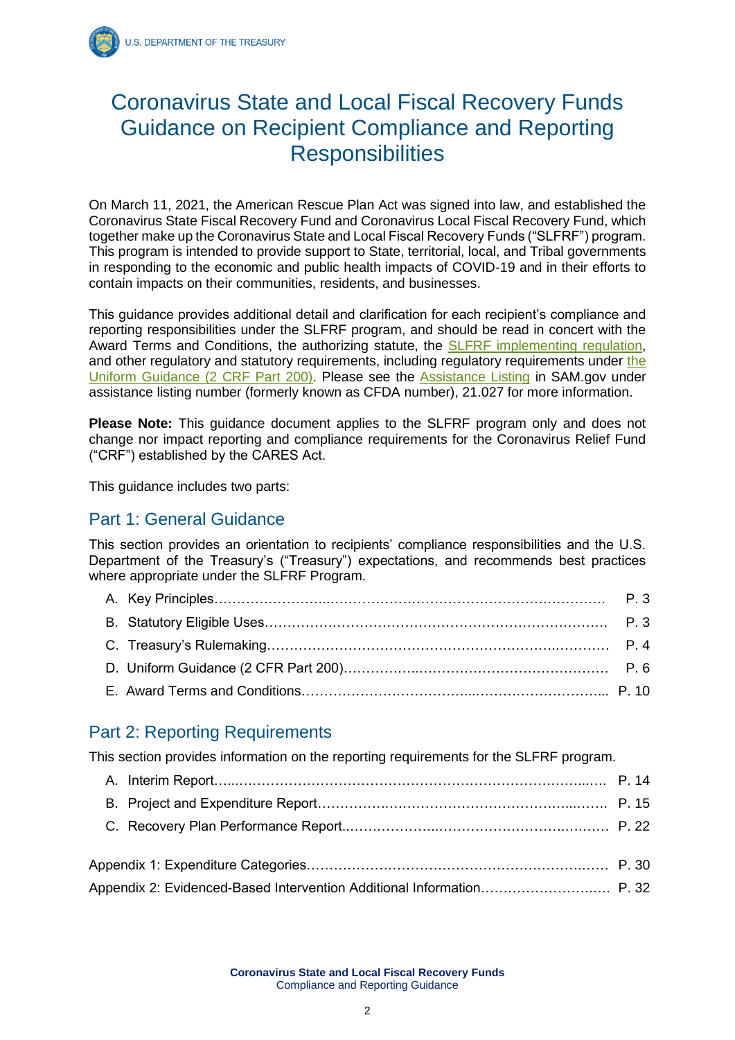# Coronavirus State and Local Fiscal Recovery Funds Guidance on Recipient Compliance and Reporting Responsibilities

On March 11, 2021, the American Rescue Plan Act was signed into law, and established the Coronavirus State Fiscal Recovery Fund and Coronavirus Local Fiscal Recovery Fund, which together make up the Coronavirus State and Local Fiscal Recovery Funds ("SLFRF") program. This program is intended to provide support to State, territorial, local, and Tribal governments in responding to the economic and public health impacts of COVID-19 and in their efforts to contain impacts on their communities, residents, and businesses.

This guidance provides additional detail and clarification for each recipient's compliance and reporting responsibilities under the SLFRF program, and should be read in concert with the Award Terms and Conditions, the authorizing statute, the SLFRF implementing regulation, and other regulatory and statutory requirements, including regulatory requirements under the Uniform Guidance (2 CRF Part 200). Please see the Assistance Listing in SAM.gov under assistance listing number (formerly known as CFDA number), 21.027 for more information.

**Please Note:** This guidance document applies to the SLFRF program only and does not change nor impact reporting and compliance requirements for the Coronavirus Relief Fund ("CRF") established by the CARES Act.

This guidance includes two parts:

## Part 1: General Guidance

This section provides an orientation to recipients' compliance responsibilities and the U.S. Department of the Treasury's ("Treasury") expectations, and recommends best practices where appropriate under the SLFRF Program.

A. Key Principles …… P. 3
B. Statutory Eligible Uses …… P. 3
C. Treasury's Rulemaking …… P. 4
D. Uniform Guidance (2 CFR Part 200) …… P. 6
E. Award Terms and Conditions …… P. 10

## Part 2: Reporting Requirements

This section provides information on the reporting requirements for the SLFRF program.

A. Interim Report …… P. 14
B. Project and Expenditure Report …… P. 15
C. Recovery Plan Performance Report …… P. 22

Appendix 1: Expenditure Categories …… P. 30
Appendix 2: Evidenced-Based Intervention Additional Information …… P. 32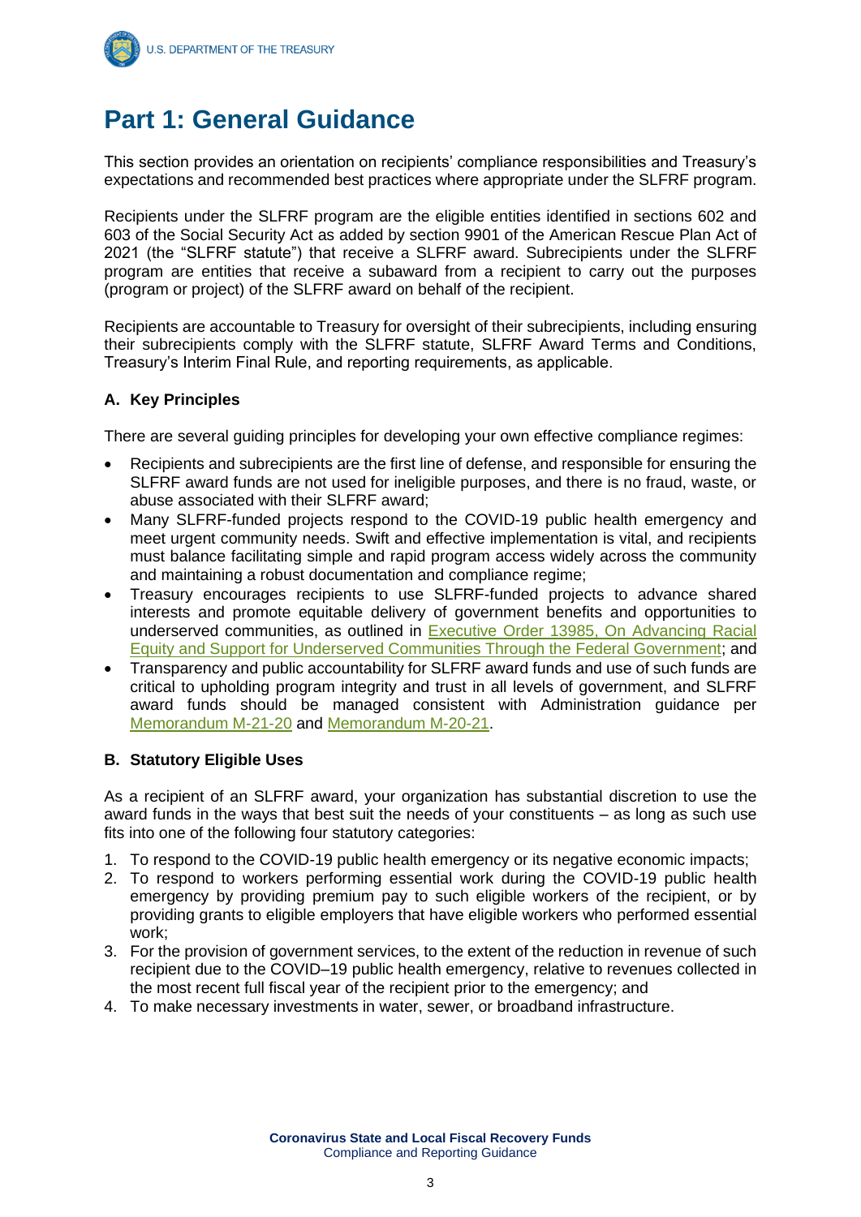# Part 1: General Guidance

This section provides an orientation on recipients' compliance responsibilities and Treasury's expectations and recommended best practices where appropriate under the SLFRF program.

Recipients under the SLFRF program are the eligible entities identified in sections 602 and 603 of the Social Security Act as added by section 9901 of the American Rescue Plan Act of 2021 (the "SLFRF statute") that receive a SLFRF award. Subrecipients under the SLFRF program are entities that receive a subaward from a recipient to carry out the purposes (program or project) of the SLFRF award on behalf of the recipient.

Recipients are accountable to Treasury for oversight of their subrecipients, including ensuring their subrecipients comply with the SLFRF statute, SLFRF Award Terms and Conditions, Treasury's Interim Final Rule, and reporting requirements, as applicable.

### A. Key Principles

There are several guiding principles for developing your own effective compliance regimes:

- Recipients and subrecipients are the first line of defense, and responsible for ensuring the SLFRF award funds are not used for ineligible purposes, and there is no fraud, waste, or abuse associated with their SLFRF award;
- Many SLFRF-funded projects respond to the COVID-19 public health emergency and meet urgent community needs. Swift and effective implementation is vital, and recipients must balance facilitating simple and rapid program access widely across the community and maintaining a robust documentation and compliance regime;
- Treasury encourages recipients to use SLFRF-funded projects to advance shared interests and promote equitable delivery of government benefits and opportunities to underserved communities, as outlined in Executive Order 13985, On Advancing Racial Equity and Support for Underserved Communities Through the Federal Government; and
- Transparency and public accountability for SLFRF award funds and use of such funds are critical to upholding program integrity and trust in all levels of government, and SLFRF award funds should be managed consistent with Administration guidance per Memorandum M-21-20 and Memorandum M-20-21.

### B. Statutory Eligible Uses

As a recipient of an SLFRF award, your organization has substantial discretion to use the award funds in the ways that best suit the needs of your constituents – as long as such use fits into one of the following four statutory categories:

1. To respond to the COVID-19 public health emergency or its negative economic impacts;
2. To respond to workers performing essential work during the COVID-19 public health emergency by providing premium pay to such eligible workers of the recipient, or by providing grants to eligible employers that have eligible workers who performed essential work;
3. For the provision of government services, to the extent of the reduction in revenue of such recipient due to the COVID–19 public health emergency, relative to revenues collected in the most recent full fiscal year of the recipient prior to the emergency; and
4. To make necessary investments in water, sewer, or broadband infrastructure.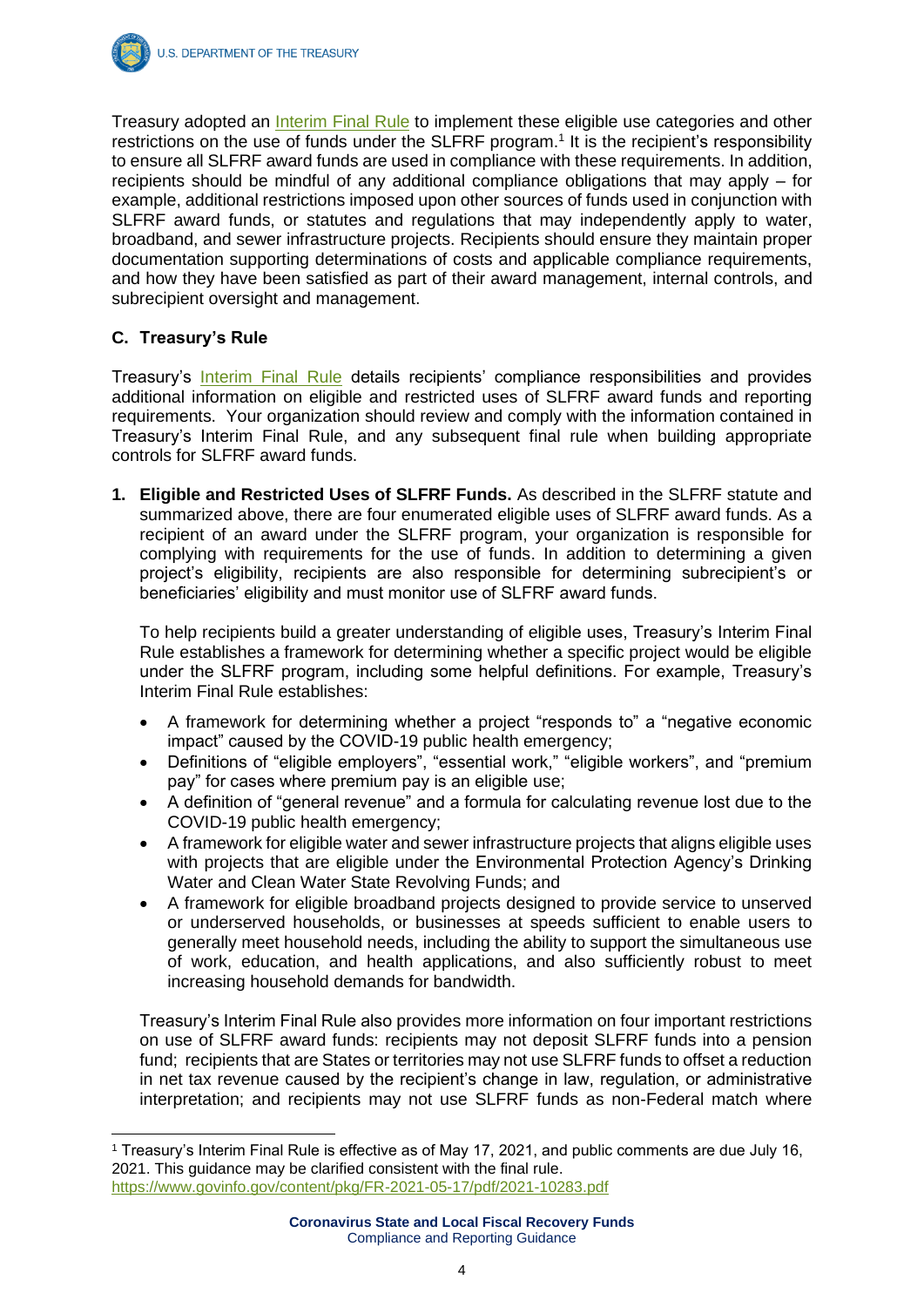Treasury adopted an Interim Final Rule to implement these eligible use categories and other restrictions on the use of funds under the SLFRF program.[1] It is the recipient's responsibility to ensure all SLFRF award funds are used in compliance with these requirements. In addition, recipients should be mindful of any additional compliance obligations that may apply – for example, additional restrictions imposed upon other sources of funds used in conjunction with SLFRF award funds, or statutes and regulations that may independently apply to water, broadband, and sewer infrastructure projects. Recipients should ensure they maintain proper documentation supporting determinations of costs and applicable compliance requirements, and how they have been satisfied as part of their award management, internal controls, and subrecipient oversight and management.

### C. Treasury's Rule

Treasury's Interim Final Rule details recipients' compliance responsibilities and provides additional information on eligible and restricted uses of SLFRF award funds and reporting requirements. Your organization should review and comply with the information contained in Treasury's Interim Final Rule, and any subsequent final rule when building appropriate controls for SLFRF award funds.

1. **Eligible and Restricted Uses of SLFRF Funds.** As described in the SLFRF statute and summarized above, there are four enumerated eligible uses of SLFRF award funds. As a recipient of an award under the SLFRF program, your organization is responsible for complying with requirements for the use of funds. In addition to determining a given project's eligibility, recipients are also responsible for determining subrecipient's or beneficiaries' eligibility and must monitor use of SLFRF award funds.

   To help recipients build a greater understanding of eligible uses, Treasury's Interim Final Rule establishes a framework for determining whether a specific project would be eligible under the SLFRF program, including some helpful definitions. For example, Treasury's Interim Final Rule establishes:

   - A framework for determining whether a project "responds to" a "negative economic impact" caused by the COVID-19 public health emergency;
   - Definitions of "eligible employers", "essential work," "eligible workers", and "premium pay" for cases where premium pay is an eligible use;
   - A definition of "general revenue" and a formula for calculating revenue lost due to the COVID-19 public health emergency;
   - A framework for eligible water and sewer infrastructure projects that aligns eligible uses with projects that are eligible under the Environmental Protection Agency's Drinking Water and Clean Water State Revolving Funds; and
   - A framework for eligible broadband projects designed to provide service to unserved or underserved households, or businesses at speeds sufficient to enable users to generally meet household needs, including the ability to support the simultaneous use of work, education, and health applications, and also sufficiently robust to meet increasing household demands for bandwidth.

   Treasury's Interim Final Rule also provides more information on four important restrictions on use of SLFRF award funds: recipients may not deposit SLFRF funds into a pension fund; recipients that are States or territories may not use SLFRF funds to offset a reduction in net tax revenue caused by the recipient's change in law, regulation, or administrative interpretation; and recipients may not use SLFRF funds as non-Federal match where

---

[1] Treasury's Interim Final Rule is effective as of May 17, 2021, and public comments are due July 16, 2021. This guidance may be clarified consistent with the final rule. https://www.govinfo.gov/content/pkg/FR-2021-05-17/pdf/2021-10283.pdf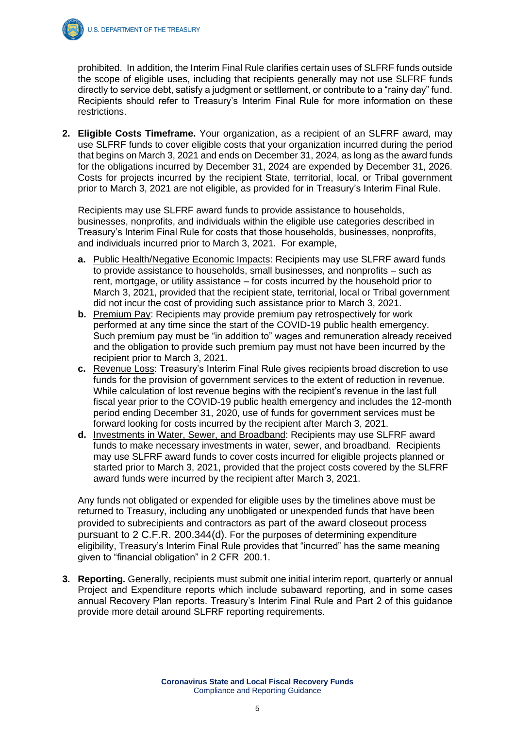prohibited. In addition, the Interim Final Rule clarifies certain uses of SLFRF funds outside the scope of eligible uses, including that recipients generally may not use SLFRF funds directly to service debt, satisfy a judgment or settlement, or contribute to a "rainy day" fund. Recipients should refer to Treasury's Interim Final Rule for more information on these restrictions.

2. **Eligible Costs Timeframe.** Your organization, as a recipient of an SLFRF award, may use SLFRF funds to cover eligible costs that your organization incurred during the period that begins on March 3, 2021 and ends on December 31, 2024, as long as the award funds for the obligations incurred by December 31, 2024 are expended by December 31, 2026. Costs for projects incurred by the recipient State, territorial, local, or Tribal government prior to March 3, 2021 are not eligible, as provided for in Treasury's Interim Final Rule.

   Recipients may use SLFRF award funds to provide assistance to households, businesses, nonprofits, and individuals within the eligible use categories described in Treasury's Interim Final Rule for costs that those households, businesses, nonprofits, and individuals incurred prior to March 3, 2021. For example,

   a. Public Health/Negative Economic Impacts: Recipients may use SLFRF award funds to provide assistance to households, small businesses, and nonprofits – such as rent, mortgage, or utility assistance – for costs incurred by the household prior to March 3, 2021, provided that the recipient state, territorial, local or Tribal government did not incur the cost of providing such assistance prior to March 3, 2021.
   b. Premium Pay: Recipients may provide premium pay retrospectively for work performed at any time since the start of the COVID-19 public health emergency. Such premium pay must be "in addition to" wages and remuneration already received and the obligation to provide such premium pay must not have been incurred by the recipient prior to March 3, 2021.
   c. Revenue Loss: Treasury's Interim Final Rule gives recipients broad discretion to use funds for the provision of government services to the extent of reduction in revenue. While calculation of lost revenue begins with the recipient's revenue in the last full fiscal year prior to the COVID-19 public health emergency and includes the 12-month period ending December 31, 2020, use of funds for government services must be forward looking for costs incurred by the recipient after March 3, 2021.
   d. Investments in Water, Sewer, and Broadband: Recipients may use SLFRF award funds to make necessary investments in water, sewer, and broadband. Recipients may use SLFRF award funds to cover costs incurred for eligible projects planned or started prior to March 3, 2021, provided that the project costs covered by the SLFRF award funds were incurred by the recipient after March 3, 2021.

   Any funds not obligated or expended for eligible uses by the timelines above must be returned to Treasury, including any unobligated or unexpended funds that have been provided to subrecipients and contractors as part of the award closeout process pursuant to 2 C.F.R. 200.344(d). For the purposes of determining expenditure eligibility, Treasury's Interim Final Rule provides that "incurred" has the same meaning given to "financial obligation" in 2 CFR 200.1.

3. **Reporting.** Generally, recipients must submit one initial interim report, quarterly or annual Project and Expenditure reports which include subaward reporting, and in some cases annual Recovery Plan reports. Treasury's Interim Final Rule and Part 2 of this guidance provide more detail around SLFRF reporting requirements.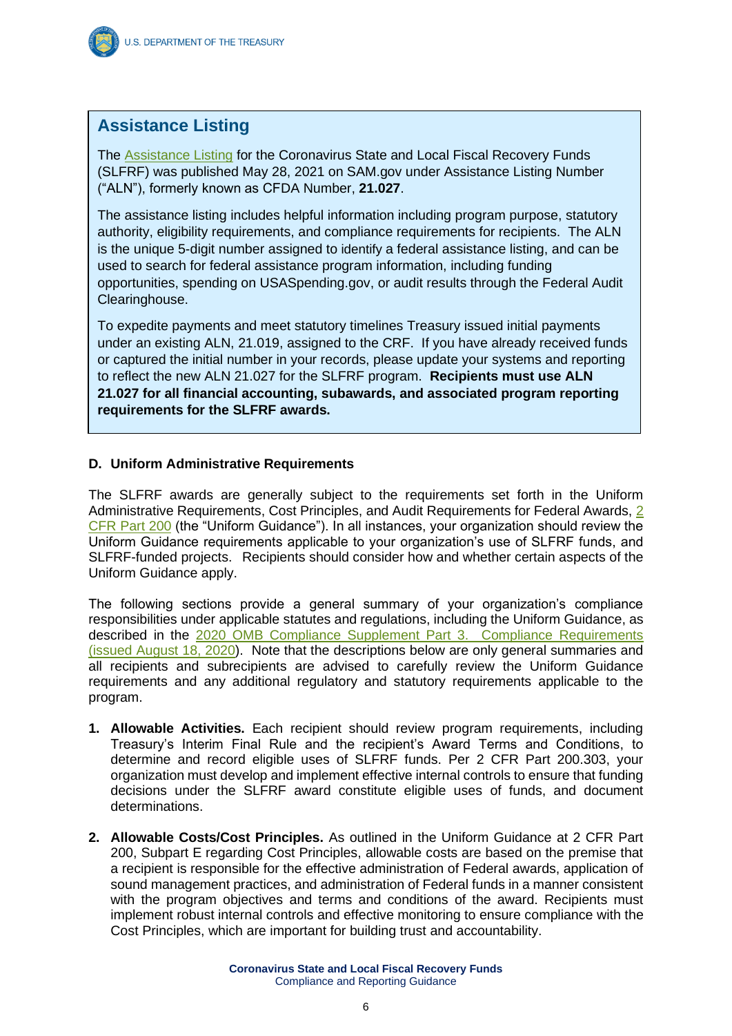## Assistance Listing

The Assistance Listing for the Coronavirus State and Local Fiscal Recovery Funds (SLFRF) was published May 28, 2021 on SAM.gov under Assistance Listing Number ("ALN"), formerly known as CFDA Number, **21.027**.

The assistance listing includes helpful information including program purpose, statutory authority, eligibility requirements, and compliance requirements for recipients. The ALN is the unique 5-digit number assigned to identify a federal assistance listing, and can be used to search for federal assistance program information, including funding opportunities, spending on USASpending.gov, or audit results through the Federal Audit Clearinghouse.

To expedite payments and meet statutory timelines Treasury issued initial payments under an existing ALN, 21.019, assigned to the CRF. If you have already received funds or captured the initial number in your records, please update your systems and reporting to reflect the new ALN 21.027 for the SLFRF program. **Recipients must use ALN 21.027 for all financial accounting, subawards, and associated program reporting requirements for the SLFRF awards.**

### D. Uniform Administrative Requirements

The SLFRF awards are generally subject to the requirements set forth in the Uniform Administrative Requirements, Cost Principles, and Audit Requirements for Federal Awards, 2 CFR Part 200 (the "Uniform Guidance"). In all instances, your organization should review the Uniform Guidance requirements applicable to your organization's use of SLFRF funds, and SLFRF-funded projects. Recipients should consider how and whether certain aspects of the Uniform Guidance apply.

The following sections provide a general summary of your organization's compliance responsibilities under applicable statutes and regulations, including the Uniform Guidance, as described in the 2020 OMB Compliance Supplement Part 3. Compliance Requirements (issued August 18, 2020). Note that the descriptions below are only general summaries and all recipients and subrecipients are advised to carefully review the Uniform Guidance requirements and any additional regulatory and statutory requirements applicable to the program.

1. **Allowable Activities.** Each recipient should review program requirements, including Treasury's Interim Final Rule and the recipient's Award Terms and Conditions, to determine and record eligible uses of SLFRF funds. Per 2 CFR Part 200.303, your organization must develop and implement effective internal controls to ensure that funding decisions under the SLFRF award constitute eligible uses of funds, and document determinations.

2. **Allowable Costs/Cost Principles.** As outlined in the Uniform Guidance at 2 CFR Part 200, Subpart E regarding Cost Principles, allowable costs are based on the premise that a recipient is responsible for the effective administration of Federal awards, application of sound management practices, and administration of Federal funds in a manner consistent with the program objectives and terms and conditions of the award. Recipients must implement robust internal controls and effective monitoring to ensure compliance with the Cost Principles, which are important for building trust and accountability.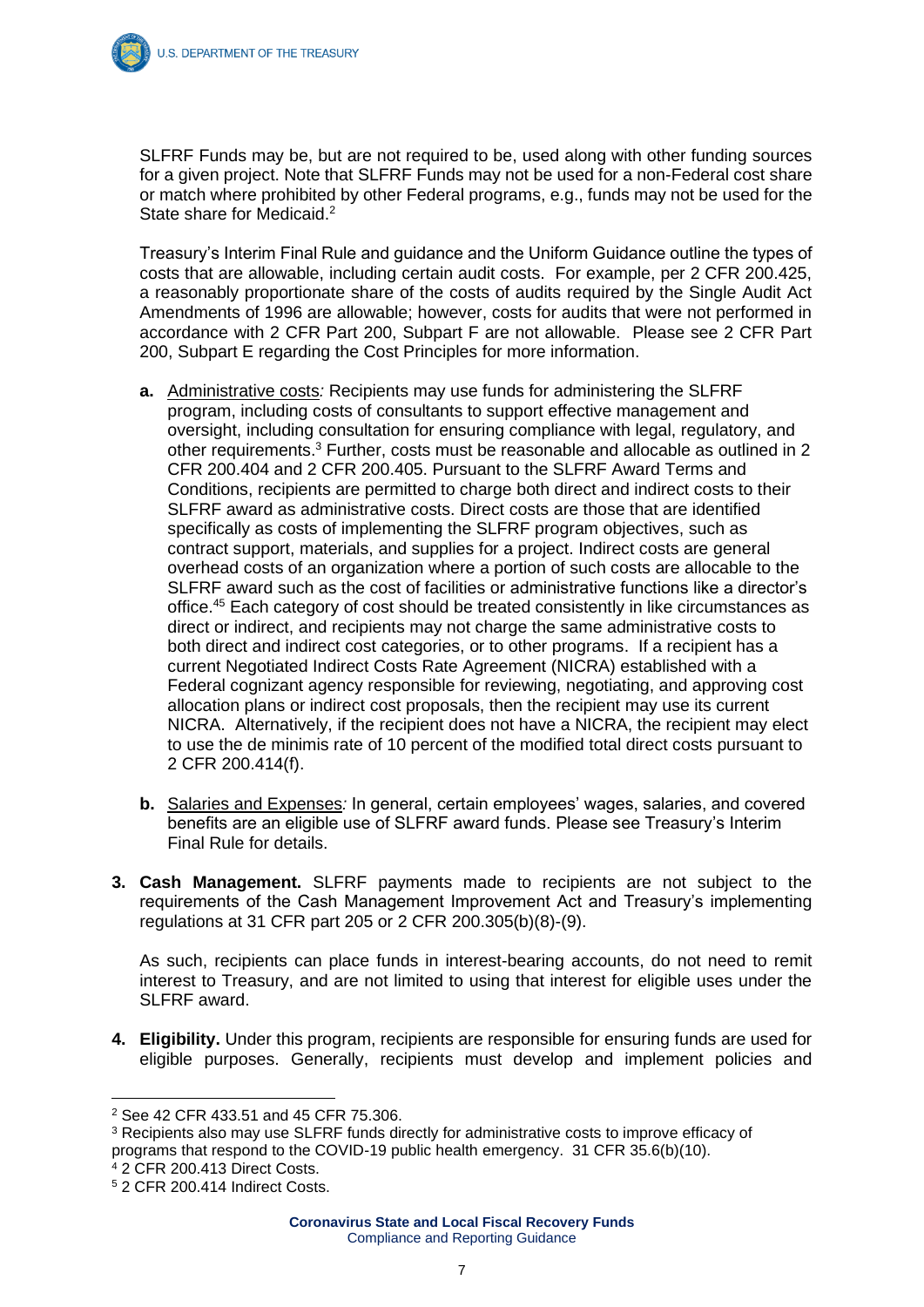SLFRF Funds may be, but are not required to be, used along with other funding sources for a given project. Note that SLFRF Funds may not be used for a non-Federal cost share or match where prohibited by other Federal programs, e.g., funds may not be used for the State share for Medicaid.[2]

Treasury's Interim Final Rule and guidance and the Uniform Guidance outline the types of costs that are allowable, including certain audit costs. For example, per 2 CFR 200.425, a reasonably proportionate share of the costs of audits required by the Single Audit Act Amendments of 1996 are allowable; however, costs for audits that were not performed in accordance with 2 CFR Part 200, Subpart F are not allowable. Please see 2 CFR Part 200, Subpart E regarding the Cost Principles for more information.

**a.** Administrative costs*:* Recipients may use funds for administering the SLFRF program, including costs of consultants to support effective management and oversight, including consultation for ensuring compliance with legal, regulatory, and other requirements.[3] Further, costs must be reasonable and allocable as outlined in 2 CFR 200.404 and 2 CFR 200.405. Pursuant to the SLFRF Award Terms and Conditions, recipients are permitted to charge both direct and indirect costs to their SLFRF award as administrative costs. Direct costs are those that are identified specifically as costs of implementing the SLFRF program objectives, such as contract support, materials, and supplies for a project. Indirect costs are general overhead costs of an organization where a portion of such costs are allocable to the SLFRF award such as the cost of facilities or administrative functions like a director's office.[4][5] Each category of cost should be treated consistently in like circumstances as direct or indirect, and recipients may not charge the same administrative costs to both direct and indirect cost categories, or to other programs. If a recipient has a current Negotiated Indirect Costs Rate Agreement (NICRA) established with a Federal cognizant agency responsible for reviewing, negotiating, and approving cost allocation plans or indirect cost proposals, then the recipient may use its current NICRA. Alternatively, if the recipient does not have a NICRA, the recipient may elect to use the de minimis rate of 10 percent of the modified total direct costs pursuant to 2 CFR 200.414(f).

**b.** Salaries and Expenses*:* In general, certain employees' wages, salaries, and covered benefits are an eligible use of SLFRF award funds. Please see Treasury's Interim Final Rule for details.

3. **Cash Management.** SLFRF payments made to recipients are not subject to the requirements of the Cash Management Improvement Act and Treasury's implementing regulations at 31 CFR part 205 or 2 CFR 200.305(b)(8)-(9).

   As such, recipients can place funds in interest-bearing accounts, do not need to remit interest to Treasury, and are not limited to using that interest for eligible uses under the SLFRF award.

4. **Eligibility.** Under this program, recipients are responsible for ensuring funds are used for eligible purposes. Generally, recipients must develop and implement policies and

---

[2] See 42 CFR 433.51 and 45 CFR 75.306.

[3] Recipients also may use SLFRF funds directly for administrative costs to improve efficacy of programs that respond to the COVID-19 public health emergency. 31 CFR 35.6(b)(10).

[4] 2 CFR 200.413 Direct Costs.

[5] 2 CFR 200.414 Indirect Costs.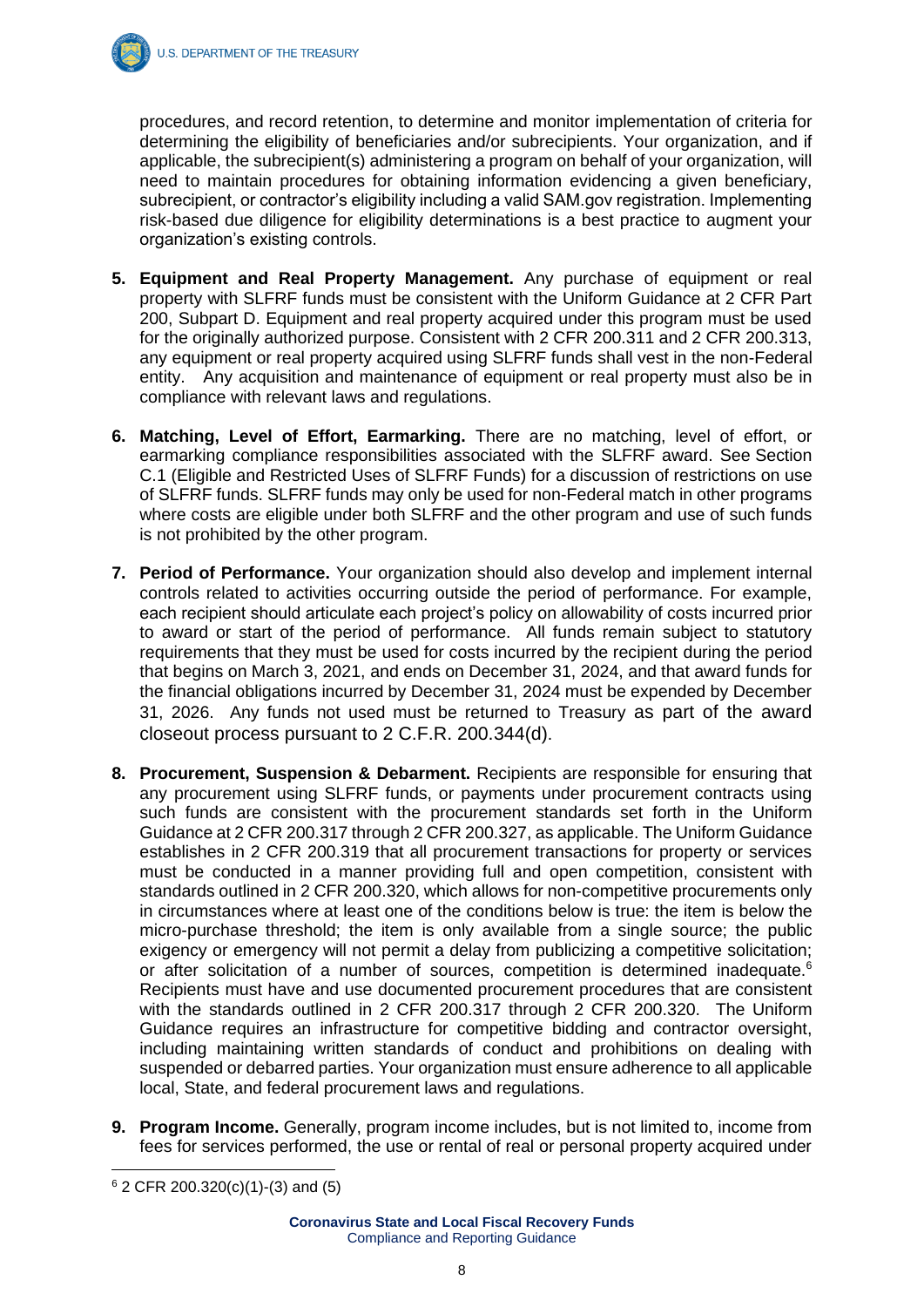procedures, and record retention, to determine and monitor implementation of criteria for determining the eligibility of beneficiaries and/or subrecipients. Your organization, and if applicable, the subrecipient(s) administering a program on behalf of your organization, will need to maintain procedures for obtaining information evidencing a given beneficiary, subrecipient, or contractor's eligibility including a valid SAM.gov registration. Implementing risk-based due diligence for eligibility determinations is a best practice to augment your organization's existing controls.

5. **Equipment and Real Property Management.** Any purchase of equipment or real property with SLFRF funds must be consistent with the Uniform Guidance at 2 CFR Part 200, Subpart D. Equipment and real property acquired under this program must be used for the originally authorized purpose. Consistent with 2 CFR 200.311 and 2 CFR 200.313, any equipment or real property acquired using SLFRF funds shall vest in the non-Federal entity. Any acquisition and maintenance of equipment or real property must also be in compliance with relevant laws and regulations.

6. **Matching, Level of Effort, Earmarking.** There are no matching, level of effort, or earmarking compliance responsibilities associated with the SLFRF award. See Section C.1 (Eligible and Restricted Uses of SLFRF Funds) for a discussion of restrictions on use of SLFRF funds. SLFRF funds may only be used for non-Federal match in other programs where costs are eligible under both SLFRF and the other program and use of such funds is not prohibited by the other program.

7. **Period of Performance.** Your organization should also develop and implement internal controls related to activities occurring outside the period of performance. For example, each recipient should articulate each project's policy on allowability of costs incurred prior to award or start of the period of performance. All funds remain subject to statutory requirements that they must be used for costs incurred by the recipient during the period that begins on March 3, 2021, and ends on December 31, 2024, and that award funds for the financial obligations incurred by December 31, 2024 must be expended by December 31, 2026. Any funds not used must be returned to Treasury as part of the award closeout process pursuant to 2 C.F.R. 200.344(d).

8. **Procurement, Suspension & Debarment.** Recipients are responsible for ensuring that any procurement using SLFRF funds, or payments under procurement contracts using such funds are consistent with the procurement standards set forth in the Uniform Guidance at 2 CFR 200.317 through 2 CFR 200.327, as applicable. The Uniform Guidance establishes in 2 CFR 200.319 that all procurement transactions for property or services must be conducted in a manner providing full and open competition, consistent with standards outlined in 2 CFR 200.320, which allows for non-competitive procurements only in circumstances where at least one of the conditions below is true: the item is below the micro-purchase threshold; the item is only available from a single source; the public exigency or emergency will not permit a delay from publicizing a competitive solicitation; or after solicitation of a number of sources, competition is determined inadequate.[6] Recipients must have and use documented procurement procedures that are consistent with the standards outlined in 2 CFR 200.317 through 2 CFR 200.320. The Uniform Guidance requires an infrastructure for competitive bidding and contractor oversight, including maintaining written standards of conduct and prohibitions on dealing with suspended or debarred parties. Your organization must ensure adherence to all applicable local, State, and federal procurement laws and regulations.

9. **Program Income.** Generally, program income includes, but is not limited to, income from fees for services performed, the use or rental of real or personal property acquired under

---

[6] 2 CFR 200.320(c)(1)-(3) and (5)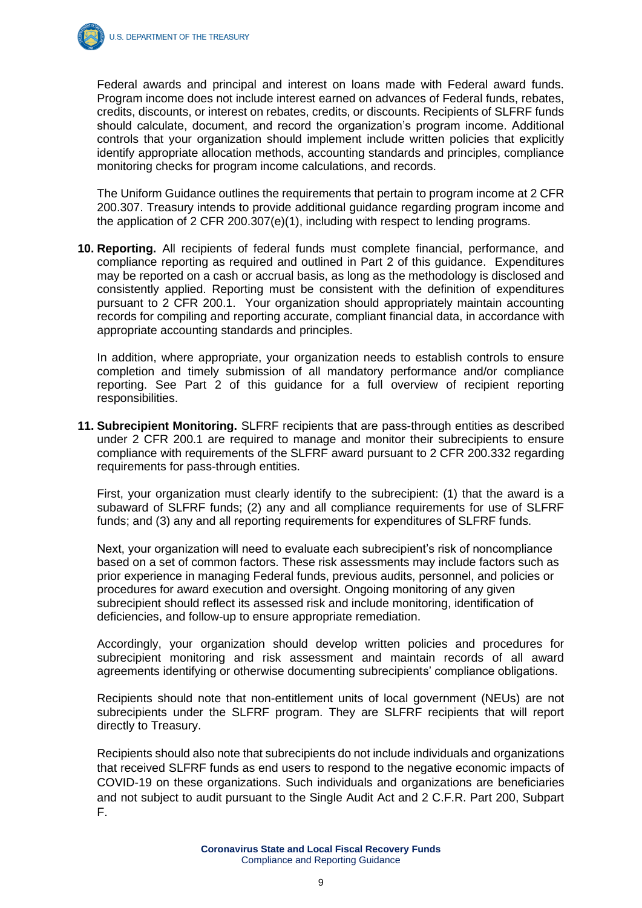Federal awards and principal and interest on loans made with Federal award funds. Program income does not include interest earned on advances of Federal funds, rebates, credits, discounts, or interest on rebates, credits, or discounts. Recipients of SLFRF funds should calculate, document, and record the organization's program income. Additional controls that your organization should implement include written policies that explicitly identify appropriate allocation methods, accounting standards and principles, compliance monitoring checks for program income calculations, and records.

The Uniform Guidance outlines the requirements that pertain to program income at 2 CFR 200.307. Treasury intends to provide additional guidance regarding program income and the application of 2 CFR 200.307(e)(1), including with respect to lending programs.

10. **Reporting.** All recipients of federal funds must complete financial, performance, and compliance reporting as required and outlined in Part 2 of this guidance. Expenditures may be reported on a cash or accrual basis, as long as the methodology is disclosed and consistently applied. Reporting must be consistent with the definition of expenditures pursuant to 2 CFR 200.1. Your organization should appropriately maintain accounting records for compiling and reporting accurate, compliant financial data, in accordance with appropriate accounting standards and principles.

    In addition, where appropriate, your organization needs to establish controls to ensure completion and timely submission of all mandatory performance and/or compliance reporting. See Part 2 of this guidance for a full overview of recipient reporting responsibilities.

11. **Subrecipient Monitoring.** SLFRF recipients that are pass-through entities as described under 2 CFR 200.1 are required to manage and monitor their subrecipients to ensure compliance with requirements of the SLFRF award pursuant to 2 CFR 200.332 regarding requirements for pass-through entities.

    First, your organization must clearly identify to the subrecipient: (1) that the award is a subaward of SLFRF funds; (2) any and all compliance requirements for use of SLFRF funds; and (3) any and all reporting requirements for expenditures of SLFRF funds.

    Next, your organization will need to evaluate each subrecipient's risk of noncompliance based on a set of common factors. These risk assessments may include factors such as prior experience in managing Federal funds, previous audits, personnel, and policies or procedures for award execution and oversight. Ongoing monitoring of any given subrecipient should reflect its assessed risk and include monitoring, identification of deficiencies, and follow-up to ensure appropriate remediation.

    Accordingly, your organization should develop written policies and procedures for subrecipient monitoring and risk assessment and maintain records of all award agreements identifying or otherwise documenting subrecipients' compliance obligations.

    Recipients should note that non-entitlement units of local government (NEUs) are not subrecipients under the SLFRF program. They are SLFRF recipients that will report directly to Treasury.

    Recipients should also note that subrecipients do not include individuals and organizations that received SLFRF funds as end users to respond to the negative economic impacts of COVID-19 on these organizations. Such individuals and organizations are beneficiaries and not subject to audit pursuant to the Single Audit Act and 2 C.F.R. Part 200, Subpart F.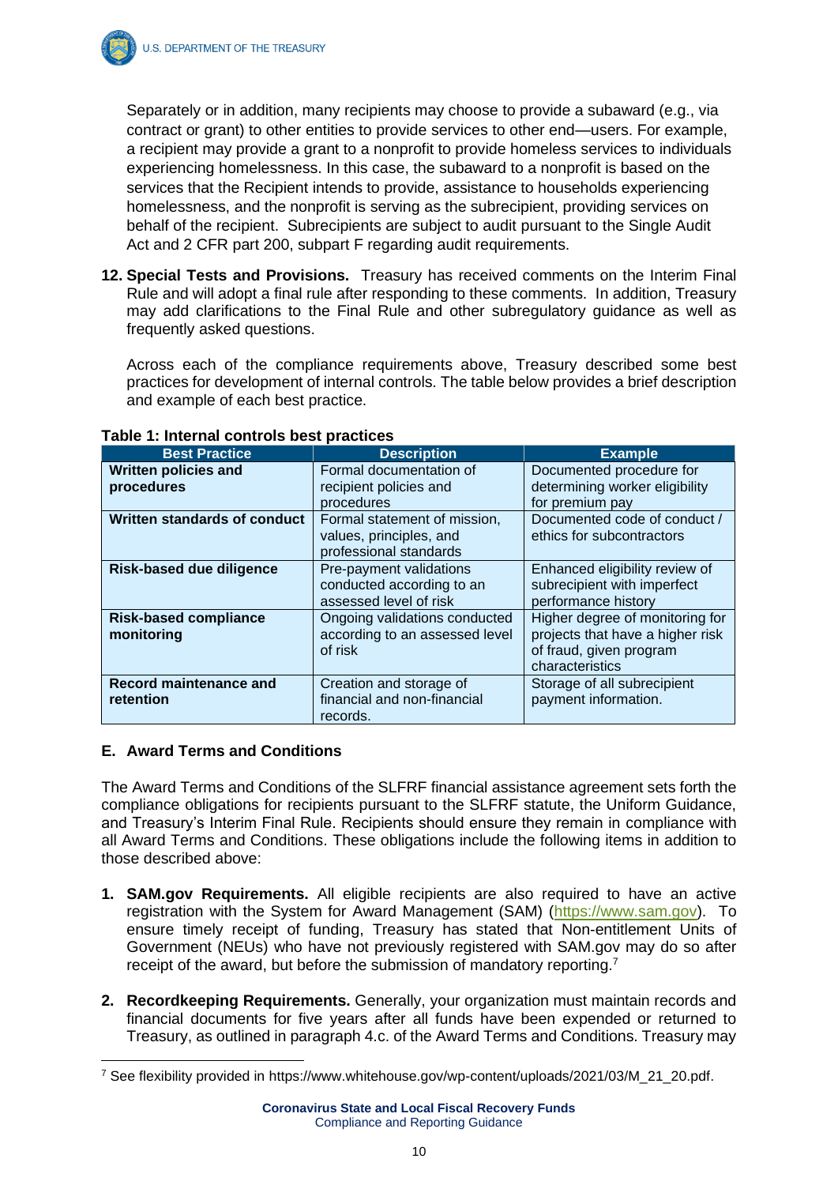Separately or in addition, many recipients may choose to provide a subaward (e.g., via contract or grant) to other entities to provide services to other end—users. For example, a recipient may provide a grant to a nonprofit to provide homeless services to individuals experiencing homelessness. In this case, the subaward to a nonprofit is based on the services that the Recipient intends to provide, assistance to households experiencing homelessness, and the nonprofit is serving as the subrecipient, providing services on behalf of the recipient. Subrecipients are subject to audit pursuant to the Single Audit Act and 2 CFR part 200, subpart F regarding audit requirements.

12. **Special Tests and Provisions.** Treasury has received comments on the Interim Final Rule and will adopt a final rule after responding to these comments. In addition, Treasury may add clarifications to the Final Rule and other subregulatory guidance as well as frequently asked questions.

    Across each of the compliance requirements above, Treasury described some best practices for development of internal controls. The table below provides a brief description and example of each best practice.

**Table 1: Internal controls best practices**

| Best Practice | Description | Example |
|---|---|---|
| **Written policies and procedures** | Formal documentation of recipient policies and procedures | Documented procedure for determining worker eligibility for premium pay |
| **Written standards of conduct** | Formal statement of mission, values, principles, and professional standards | Documented code of conduct / ethics for subcontractors |
| **Risk-based due diligence** | Pre-payment validations conducted according to an assessed level of risk | Enhanced eligibility review of subrecipient with imperfect performance history |
| **Risk-based compliance monitoring** | Ongoing validations conducted according to an assessed level of risk | Higher degree of monitoring for projects that have a higher risk of fraud, given program characteristics |
| **Record maintenance and retention** | Creation and storage of financial and non-financial records. | Storage of all subrecipient payment information. |

## E. Award Terms and Conditions

The Award Terms and Conditions of the SLFRF financial assistance agreement sets forth the compliance obligations for recipients pursuant to the SLFRF statute, the Uniform Guidance, and Treasury's Interim Final Rule. Recipients should ensure they remain in compliance with all Award Terms and Conditions. These obligations include the following items in addition to those described above:

1. **SAM.gov Requirements.** All eligible recipients are also required to have an active registration with the System for Award Management (SAM) (https://www.sam.gov). To ensure timely receipt of funding, Treasury has stated that Non-entitlement Units of Government (NEUs) who have not previously registered with SAM.gov may do so after receipt of the award, but before the submission of mandatory reporting.[7]

2. **Recordkeeping Requirements.** Generally, your organization must maintain records and financial documents for five years after all funds have been expended or returned to Treasury, as outlined in paragraph 4.c. of the Award Terms and Conditions. Treasury may

[7] See flexibility provided in https://www.whitehouse.gov/wp-content/uploads/2021/03/M_21_20.pdf.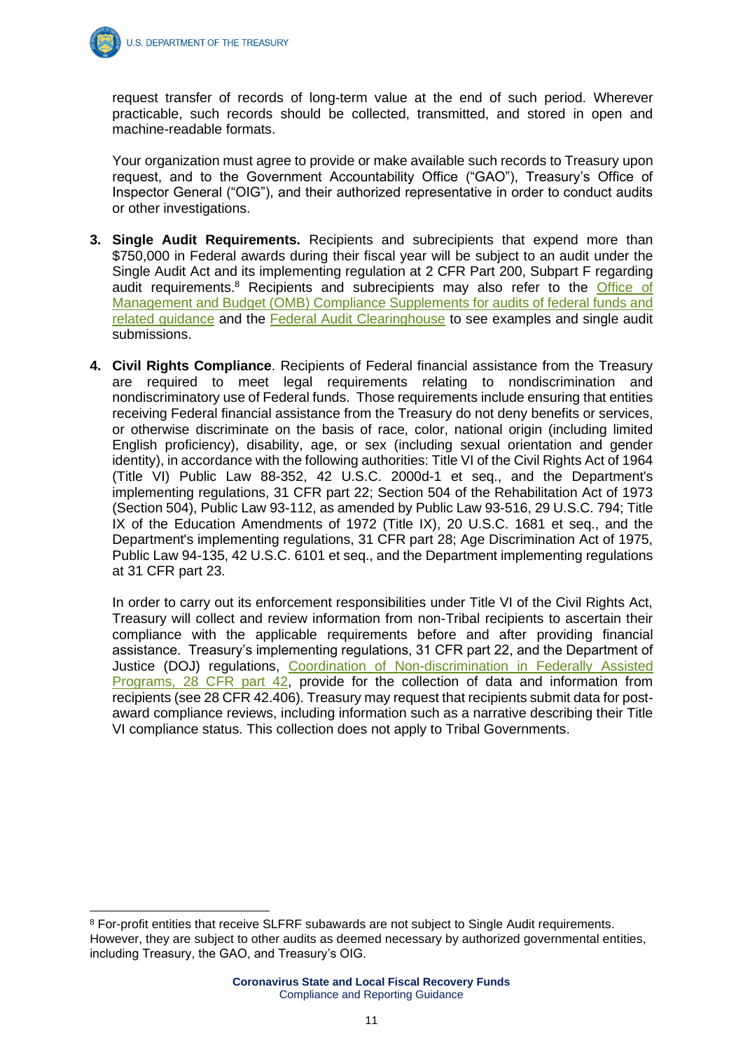request transfer of records of long-term value at the end of such period. Wherever practicable, such records should be collected, transmitted, and stored in open and machine-readable formats.

Your organization must agree to provide or make available such records to Treasury upon request, and to the Government Accountability Office ("GAO"), Treasury's Office of Inspector General ("OIG"), and their authorized representative in order to conduct audits or other investigations.

3. **Single Audit Requirements.** Recipients and subrecipients that expend more than $750,000 in Federal awards during their fiscal year will be subject to an audit under the Single Audit Act and its implementing regulation at 2 CFR Part 200, Subpart F regarding audit requirements.[8] Recipients and subrecipients may also refer to the Office of Management and Budget (OMB) Compliance Supplements for audits of federal funds and related guidance and the Federal Audit Clearinghouse to see examples and single audit submissions.

4. **Civil Rights Compliance**. Recipients of Federal financial assistance from the Treasury are required to meet legal requirements relating to nondiscrimination and nondiscriminatory use of Federal funds. Those requirements include ensuring that entities receiving Federal financial assistance from the Treasury do not deny benefits or services, or otherwise discriminate on the basis of race, color, national origin (including limited English proficiency), disability, age, or sex (including sexual orientation and gender identity), in accordance with the following authorities: Title VI of the Civil Rights Act of 1964 (Title VI) Public Law 88-352, 42 U.S.C. 2000d-1 et seq., and the Department's implementing regulations, 31 CFR part 22; Section 504 of the Rehabilitation Act of 1973 (Section 504), Public Law 93-112, as amended by Public Law 93-516, 29 U.S.C. 794; Title IX of the Education Amendments of 1972 (Title IX), 20 U.S.C. 1681 et seq., and the Department's implementing regulations, 31 CFR part 28; Age Discrimination Act of 1975, Public Law 94-135, 42 U.S.C. 6101 et seq., and the Department implementing regulations at 31 CFR part 23.

   In order to carry out its enforcement responsibilities under Title VI of the Civil Rights Act, Treasury will collect and review information from non-Tribal recipients to ascertain their compliance with the applicable requirements before and after providing financial assistance. Treasury's implementing regulations, 31 CFR part 22, and the Department of Justice (DOJ) regulations, Coordination of Non-discrimination in Federally Assisted Programs, 28 CFR part 42, provide for the collection of data and information from recipients (see 28 CFR 42.406). Treasury may request that recipients submit data for post-award compliance reviews, including information such as a narrative describing their Title VI compliance status. This collection does not apply to Tribal Governments.

[8] For-profit entities that receive SLFRF subawards are not subject to Single Audit requirements. However, they are subject to other audits as deemed necessary by authorized governmental entities, including Treasury, the GAO, and Treasury's OIG.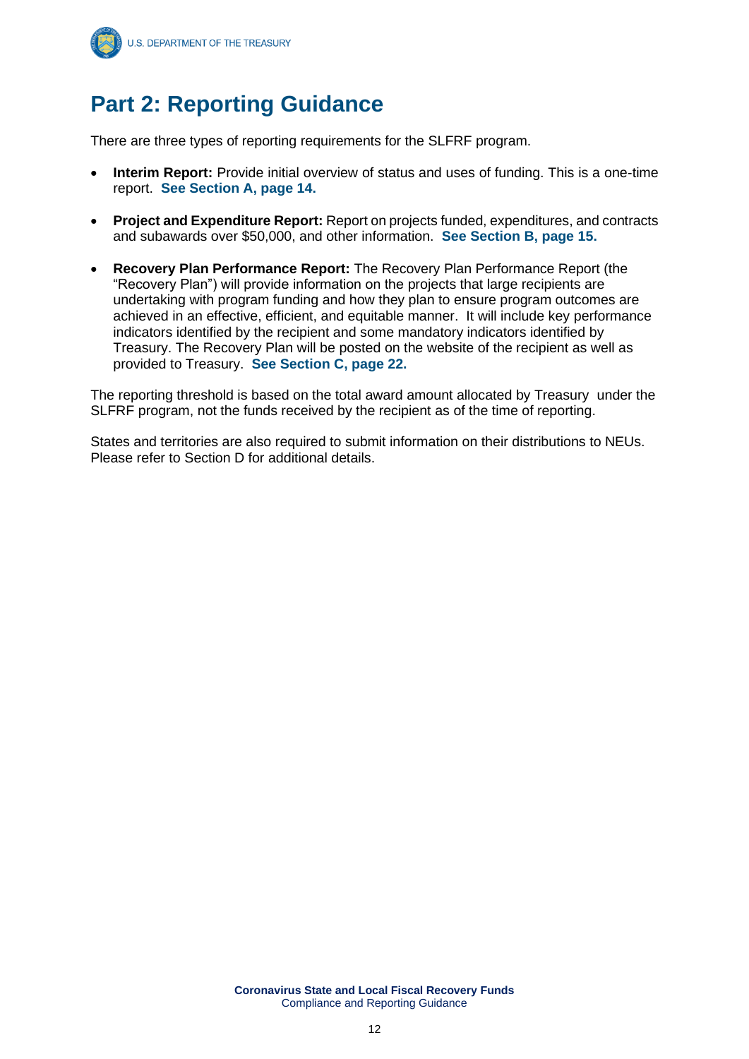# Part 2: Reporting Guidance

There are three types of reporting requirements for the SLFRF program.

- **Interim Report:** Provide initial overview of status and uses of funding. This is a one-time report. **See Section A, page 14.**
- **Project and Expenditure Report:** Report on projects funded, expenditures, and contracts and subawards over $50,000, and other information. **See Section B, page 15.**
- **Recovery Plan Performance Report:** The Recovery Plan Performance Report (the "Recovery Plan") will provide information on the projects that large recipients are undertaking with program funding and how they plan to ensure program outcomes are achieved in an effective, efficient, and equitable manner. It will include key performance indicators identified by the recipient and some mandatory indicators identified by Treasury. The Recovery Plan will be posted on the website of the recipient as well as provided to Treasury. **See Section C, page 22.**

The reporting threshold is based on the total award amount allocated by Treasury under the SLFRF program, not the funds received by the recipient as of the time of reporting.

States and territories are also required to submit information on their distributions to NEUs. Please refer to Section D for additional details.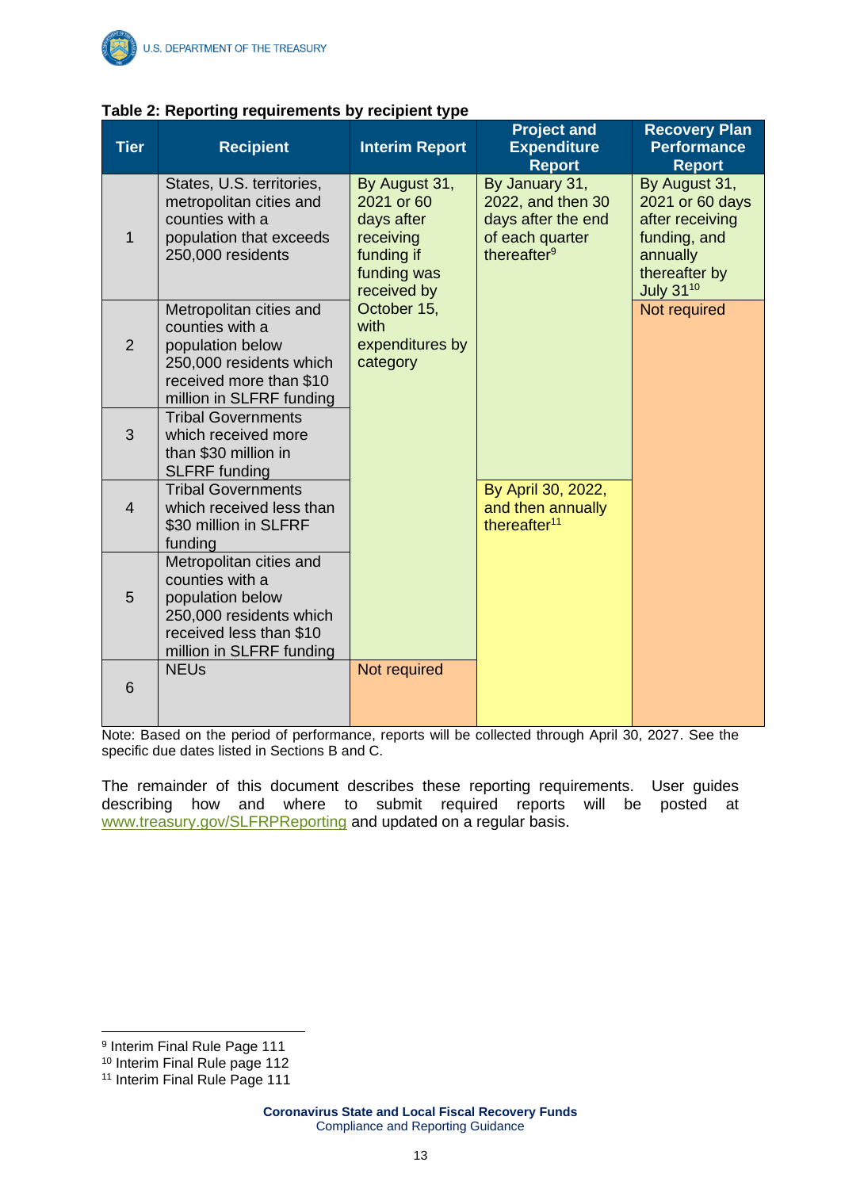**Table 2: Reporting requirements by recipient type**

| Tier | Recipient | Interim Report | Project and Expenditure Report | Recovery Plan Performance Report |
|---|---|---|---|---|
| 1 | States, U.S. territories, metropolitan cities and counties with a population that exceeds 250,000 residents | By August 31, 2021 or 60 days after receiving funding if funding was received by October 15, with expenditures by category | By January 31, 2022, and then 30 days after the end of each quarter thereafter[9] | By August 31, 2021 or 60 days after receiving funding, and annually thereafter by July 31[10] |
| 2 | Metropolitan cities and counties with a population below 250,000 residents which received more than $10 million in SLFRF funding | By August 31, 2021 or 60 days after receiving funding if funding was received by October 15, with expenditures by category | By January 31, 2022, and then 30 days after the end of each quarter thereafter[9] | Not required |
| 3 | Tribal Governments which received more than $30 million in SLFRF funding | By August 31, 2021 or 60 days after receiving funding if funding was received by October 15, with expenditures by category | By January 31, 2022, and then 30 days after the end of each quarter thereafter[9] | Not required |
| 4 | Tribal Governments which received less than $30 million in SLFRF funding | By August 31, 2021 or 60 days after receiving funding if funding was received by October 15, with expenditures by category | By April 30, 2022, and then annually thereafter[11] | Not required |
| 5 | Metropolitan cities and counties with a population below 250,000 residents which received less than $10 million in SLFRF funding | By August 31, 2021 or 60 days after receiving funding if funding was received by October 15, with expenditures by category | By April 30, 2022, and then annually thereafter[11] | Not required |
| 6 | NEUs | Not required | By April 30, 2022, and then annually thereafter[11] | Not required |

Note: Based on the period of performance, reports will be collected through April 30, 2027. See the specific due dates listed in Sections B and C.

The remainder of this document describes these reporting requirements. User guides describing how and where to submit required reports will be posted at www.treasury.gov/SLFRPReporting and updated on a regular basis.

---

[9] Interim Final Rule Page 111

[10] Interim Final Rule page 112

[11] Interim Final Rule Page 111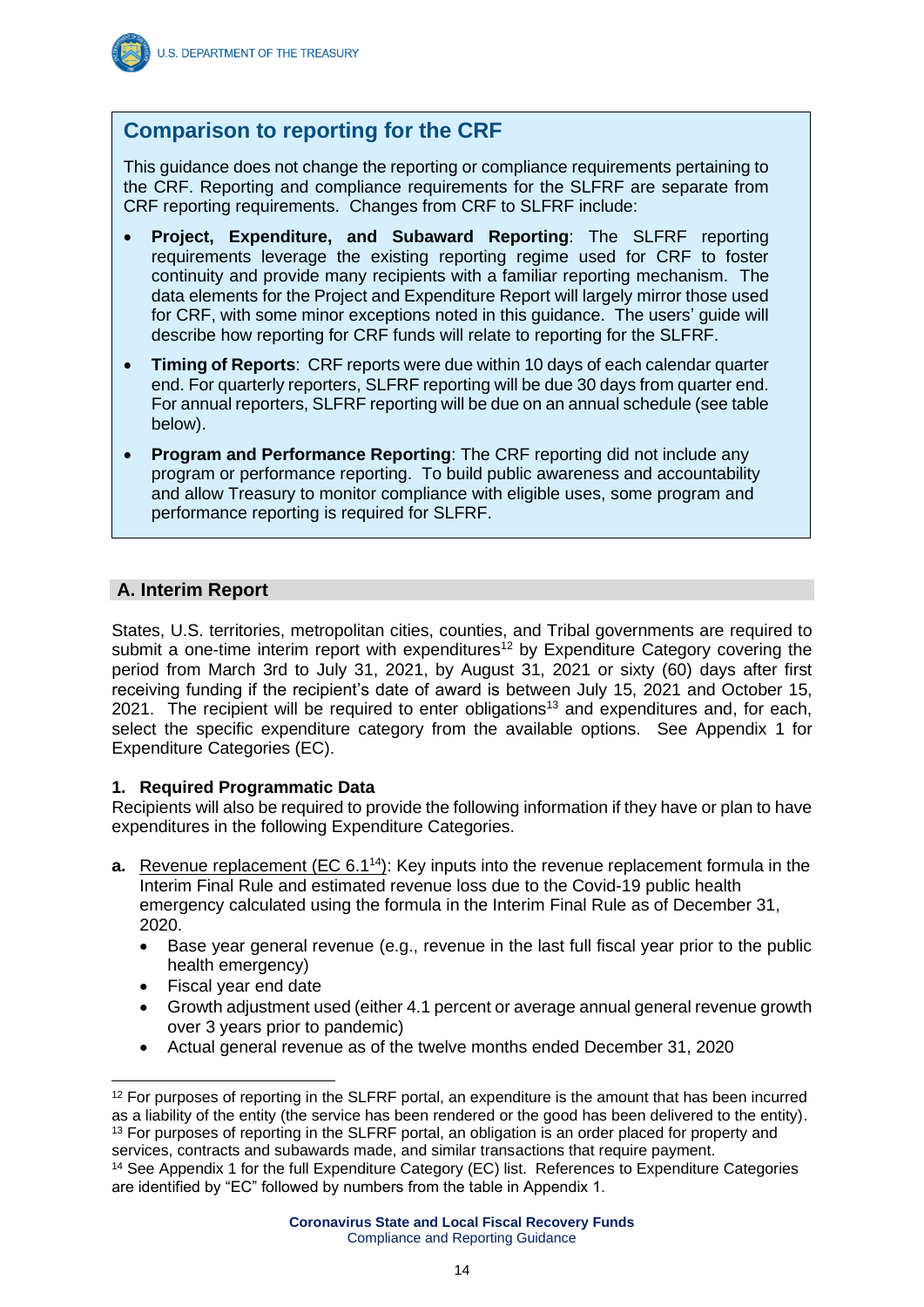## Comparison to reporting for the CRF

This guidance does not change the reporting or compliance requirements pertaining to the CRF. Reporting and compliance requirements for the SLFRF are separate from CRF reporting requirements. Changes from CRF to SLFRF include:

- **Project, Expenditure, and Subaward Reporting**: The SLFRF reporting requirements leverage the existing reporting regime used for CRF to foster continuity and provide many recipients with a familiar reporting mechanism. The data elements for the Project and Expenditure Report will largely mirror those used for CRF, with some minor exceptions noted in this guidance. The users' guide will describe how reporting for CRF funds will relate to reporting for the SLFRF.
- **Timing of Reports**: CRF reports were due within 10 days of each calendar quarter end. For quarterly reporters, SLFRF reporting will be due 30 days from quarter end. For annual reporters, SLFRF reporting will be due on an annual schedule (see table below).
- **Program and Performance Reporting**: The CRF reporting did not include any program or performance reporting. To build public awareness and accountability and allow Treasury to monitor compliance with eligible uses, some program and performance reporting is required for SLFRF.

## A. Interim Report

States, U.S. territories, metropolitan cities, counties, and Tribal governments are required to submit a one-time interim report with expenditures[12] by Expenditure Category covering the period from March 3rd to July 31, 2021, by August 31, 2021 or sixty (60) days after first receiving funding if the recipient's date of award is between July 15, 2021 and October 15, 2021. The recipient will be required to enter obligations[13] and expenditures and, for each, select the specific expenditure category from the available options. See Appendix 1 for Expenditure Categories (EC).

### 1. Required Programmatic Data

Recipients will also be required to provide the following information if they have or plan to have expenditures in the following Expenditure Categories.

**a.** Revenue replacement (EC 6.1[14]): Key inputs into the revenue replacement formula in the Interim Final Rule and estimated revenue loss due to the Covid-19 public health emergency calculated using the formula in the Interim Final Rule as of December 31, 2020.

- Base year general revenue (e.g., revenue in the last full fiscal year prior to the public health emergency)
- Fiscal year end date
- Growth adjustment used (either 4.1 percent or average annual general revenue growth over 3 years prior to pandemic)
- Actual general revenue as of the twelve months ended December 31, 2020

---

[12] For purposes of reporting in the SLFRF portal, an expenditure is the amount that has been incurred as a liability of the entity (the service has been rendered or the good has been delivered to the entity).

[13] For purposes of reporting in the SLFRF portal, an obligation is an order placed for property and services, contracts and subawards made, and similar transactions that require payment.

[14] See Appendix 1 for the full Expenditure Category (EC) list. References to Expenditure Categories are identified by "EC" followed by numbers from the table in Appendix 1.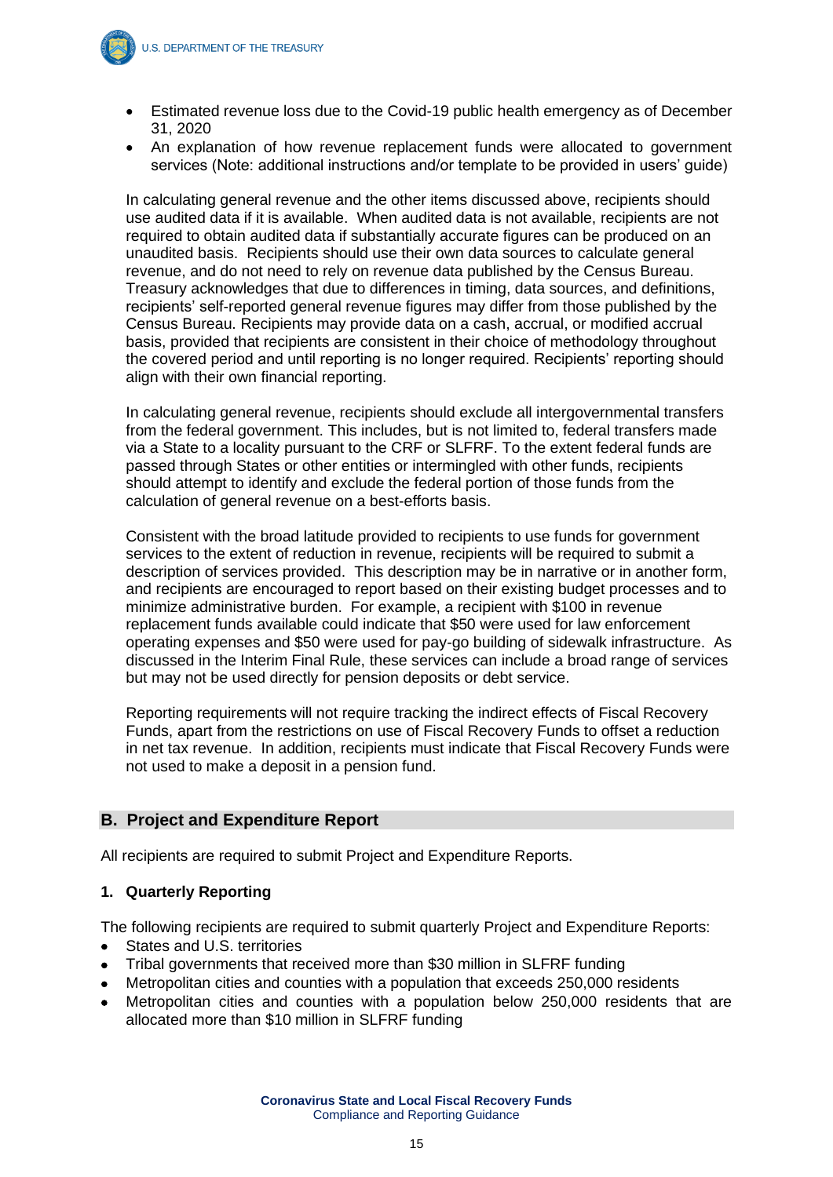- Estimated revenue loss due to the Covid-19 public health emergency as of December 31, 2020
- An explanation of how revenue replacement funds were allocated to government services (Note: additional instructions and/or template to be provided in users' guide)

In calculating general revenue and the other items discussed above, recipients should use audited data if it is available. When audited data is not available, recipients are not required to obtain audited data if substantially accurate figures can be produced on an unaudited basis. Recipients should use their own data sources to calculate general revenue, and do not need to rely on revenue data published by the Census Bureau. Treasury acknowledges that due to differences in timing, data sources, and definitions, recipients' self-reported general revenue figures may differ from those published by the Census Bureau. Recipients may provide data on a cash, accrual, or modified accrual basis, provided that recipients are consistent in their choice of methodology throughout the covered period and until reporting is no longer required. Recipients' reporting should align with their own financial reporting.

In calculating general revenue, recipients should exclude all intergovernmental transfers from the federal government. This includes, but is not limited to, federal transfers made via a State to a locality pursuant to the CRF or SLFRF. To the extent federal funds are passed through States or other entities or intermingled with other funds, recipients should attempt to identify and exclude the federal portion of those funds from the calculation of general revenue on a best-efforts basis.

Consistent with the broad latitude provided to recipients to use funds for government services to the extent of reduction in revenue, recipients will be required to submit a description of services provided. This description may be in narrative or in another form, and recipients are encouraged to report based on their existing budget processes and to minimize administrative burden. For example, a recipient with $100 in revenue replacement funds available could indicate that $50 were used for law enforcement operating expenses and $50 were used for pay-go building of sidewalk infrastructure. As discussed in the Interim Final Rule, these services can include a broad range of services but may not be used directly for pension deposits or debt service.

Reporting requirements will not require tracking the indirect effects of Fiscal Recovery Funds, apart from the restrictions on use of Fiscal Recovery Funds to offset a reduction in net tax revenue. In addition, recipients must indicate that Fiscal Recovery Funds were not used to make a deposit in a pension fund.

## B. Project and Expenditure Report

All recipients are required to submit Project and Expenditure Reports.

### 1. Quarterly Reporting

The following recipients are required to submit quarterly Project and Expenditure Reports:

- States and U.S. territories
- Tribal governments that received more than $30 million in SLFRF funding
- Metropolitan cities and counties with a population that exceeds 250,000 residents
- Metropolitan cities and counties with a population below 250,000 residents that are allocated more than $10 million in SLFRF funding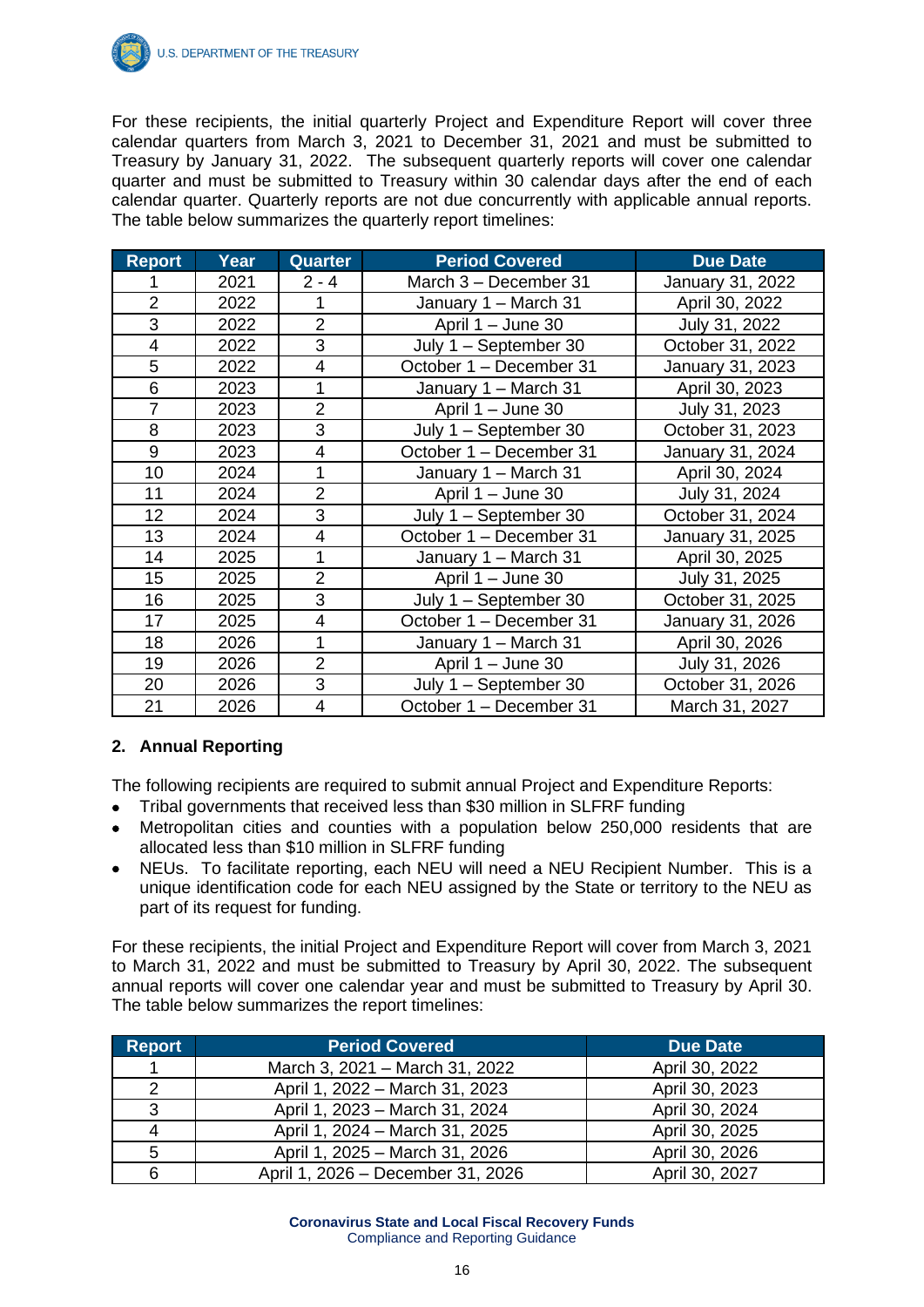For these recipients, the initial quarterly Project and Expenditure Report will cover three calendar quarters from March 3, 2021 to December 31, 2021 and must be submitted to Treasury by January 31, 2022. The subsequent quarterly reports will cover one calendar quarter and must be submitted to Treasury within 30 calendar days after the end of each calendar quarter. Quarterly reports are not due concurrently with applicable annual reports. The table below summarizes the quarterly report timelines:

| Report | Year | Quarter | Period Covered | Due Date |
|---|---|---|---|---|
| 1 | 2021 | 2 - 4 | March 3 – December 31 | January 31, 2022 |
| 2 | 2022 | 1 | January 1 – March 31 | April 30, 2022 |
| 3 | 2022 | 2 | April 1 – June 30 | July 31, 2022 |
| 4 | 2022 | 3 | July 1 – September 30 | October 31, 2022 |
| 5 | 2022 | 4 | October 1 – December 31 | January 31, 2023 |
| 6 | 2023 | 1 | January 1 – March 31 | April 30, 2023 |
| 7 | 2023 | 2 | April 1 – June 30 | July 31, 2023 |
| 8 | 2023 | 3 | July 1 – September 30 | October 31, 2023 |
| 9 | 2023 | 4 | October 1 – December 31 | January 31, 2024 |
| 10 | 2024 | 1 | January 1 – March 31 | April 30, 2024 |
| 11 | 2024 | 2 | April 1 – June 30 | July 31, 2024 |
| 12 | 2024 | 3 | July 1 – September 30 | October 31, 2024 |
| 13 | 2024 | 4 | October 1 – December 31 | January 31, 2025 |
| 14 | 2025 | 1 | January 1 – March 31 | April 30, 2025 |
| 15 | 2025 | 2 | April 1 – June 30 | July 31, 2025 |
| 16 | 2025 | 3 | July 1 – September 30 | October 31, 2025 |
| 17 | 2025 | 4 | October 1 – December 31 | January 31, 2026 |
| 18 | 2026 | 1 | January 1 – March 31 | April 30, 2026 |
| 19 | 2026 | 2 | April 1 – June 30 | July 31, 2026 |
| 20 | 2026 | 3 | July 1 – September 30 | October 31, 2026 |
| 21 | 2026 | 4 | October 1 – December 31 | March 31, 2027 |

## 2. Annual Reporting

The following recipients are required to submit annual Project and Expenditure Reports:

- Tribal governments that received less than $30 million in SLFRF funding
- Metropolitan cities and counties with a population below 250,000 residents that are allocated less than $10 million in SLFRF funding
- NEUs. To facilitate reporting, each NEU will need a NEU Recipient Number. This is a unique identification code for each NEU assigned by the State or territory to the NEU as part of its request for funding.

For these recipients, the initial Project and Expenditure Report will cover from March 3, 2021 to March 31, 2022 and must be submitted to Treasury by April 30, 2022. The subsequent annual reports will cover one calendar year and must be submitted to Treasury by April 30. The table below summarizes the report timelines:

| Report | Period Covered | Due Date |
|---|---|---|
| 1 | March 3, 2021 – March 31, 2022 | April 30, 2022 |
| 2 | April 1, 2022 – March 31, 2023 | April 30, 2023 |
| 3 | April 1, 2023 – March 31, 2024 | April 30, 2024 |
| 4 | April 1, 2024 – March 31, 2025 | April 30, 2025 |
| 5 | April 1, 2025 – March 31, 2026 | April 30, 2026 |
| 6 | April 1, 2026 – December 31, 2026 | April 30, 2027 |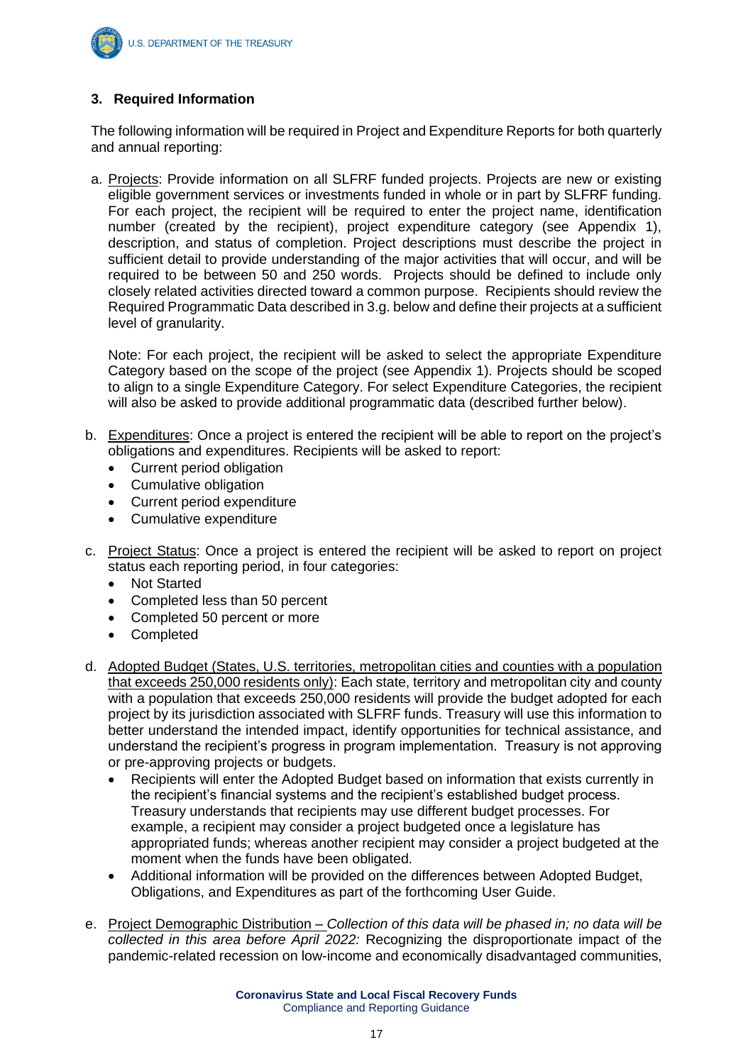### 3. Required Information

The following information will be required in Project and Expenditure Reports for both quarterly and annual reporting:

a. Projects: Provide information on all SLFRF funded projects. Projects are new or existing eligible government services or investments funded in whole or in part by SLFRF funding. For each project, the recipient will be required to enter the project name, identification number (created by the recipient), project expenditure category (see Appendix 1), description, and status of completion. Project descriptions must describe the project in sufficient detail to provide understanding of the major activities that will occur, and will be required to be between 50 and 250 words. Projects should be defined to include only closely related activities directed toward a common purpose. Recipients should review the Required Programmatic Data described in 3.g. below and define their projects at a sufficient level of granularity.

   Note: For each project, the recipient will be asked to select the appropriate Expenditure Category based on the scope of the project (see Appendix 1). Projects should be scoped to align to a single Expenditure Category. For select Expenditure Categories, the recipient will also be asked to provide additional programmatic data (described further below).

b. Expenditures: Once a project is entered the recipient will be able to report on the project's obligations and expenditures. Recipients will be asked to report:
   - Current period obligation
   - Cumulative obligation
   - Current period expenditure
   - Cumulative expenditure

c. Project Status: Once a project is entered the recipient will be asked to report on project status each reporting period, in four categories:
   - Not Started
   - Completed less than 50 percent
   - Completed 50 percent or more
   - Completed

d. Adopted Budget (States, U.S. territories, metropolitan cities and counties with a population that exceeds 250,000 residents only): Each state, territory and metropolitan city and county with a population that exceeds 250,000 residents will provide the budget adopted for each project by its jurisdiction associated with SLFRF funds. Treasury will use this information to better understand the intended impact, identify opportunities for technical assistance, and understand the recipient's progress in program implementation. Treasury is not approving or pre-approving projects or budgets.
   - Recipients will enter the Adopted Budget based on information that exists currently in the recipient's financial systems and the recipient's established budget process. Treasury understands that recipients may use different budget processes. For example, a recipient may consider a project budgeted once a legislature has appropriated funds; whereas another recipient may consider a project budgeted at the moment when the funds have been obligated.
   - Additional information will be provided on the differences between Adopted Budget, Obligations, and Expenditures as part of the forthcoming User Guide.

e. Project Demographic Distribution – *Collection of this data will be phased in; no data will be collected in this area before April 2022:* Recognizing the disproportionate impact of the pandemic-related recession on low-income and economically disadvantaged communities,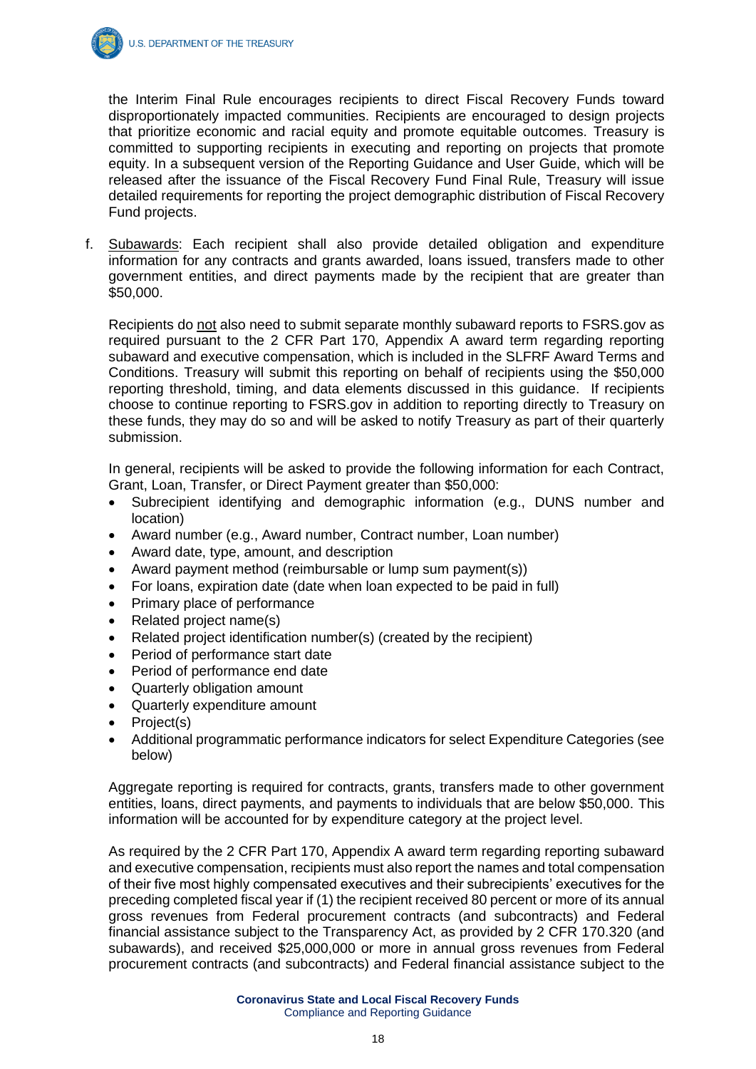the Interim Final Rule encourages recipients to direct Fiscal Recovery Funds toward disproportionately impacted communities. Recipients are encouraged to design projects that prioritize economic and racial equity and promote equitable outcomes. Treasury is committed to supporting recipients in executing and reporting on projects that promote equity. In a subsequent version of the Reporting Guidance and User Guide, which will be released after the issuance of the Fiscal Recovery Fund Final Rule, Treasury will issue detailed requirements for reporting the project demographic distribution of Fiscal Recovery Fund projects.

f. <u>Subawards</u>: Each recipient shall also provide detailed obligation and expenditure information for any contracts and grants awarded, loans issued, transfers made to other government entities, and direct payments made by the recipient that are greater than $50,000.

   Recipients do <u>not</u> also need to submit separate monthly subaward reports to FSRS.gov as required pursuant to the 2 CFR Part 170, Appendix A award term regarding reporting subaward and executive compensation, which is included in the SLFRF Award Terms and Conditions. Treasury will submit this reporting on behalf of recipients using the $50,000 reporting threshold, timing, and data elements discussed in this guidance. If recipients choose to continue reporting to FSRS.gov in addition to reporting directly to Treasury on these funds, they may do so and will be asked to notify Treasury as part of their quarterly submission.

   In general, recipients will be asked to provide the following information for each Contract, Grant, Loan, Transfer, or Direct Payment greater than $50,000:

   - Subrecipient identifying and demographic information (e.g., DUNS number and location)
   - Award number (e.g., Award number, Contract number, Loan number)
   - Award date, type, amount, and description
   - Award payment method (reimbursable or lump sum payment(s))
   - For loans, expiration date (date when loan expected to be paid in full)
   - Primary place of performance
   - Related project name(s)
   - Related project identification number(s) (created by the recipient)
   - Period of performance start date
   - Period of performance end date
   - Quarterly obligation amount
   - Quarterly expenditure amount
   - Project(s)
   - Additional programmatic performance indicators for select Expenditure Categories (see below)

   Aggregate reporting is required for contracts, grants, transfers made to other government entities, loans, direct payments, and payments to individuals that are below $50,000. This information will be accounted for by expenditure category at the project level.

   As required by the 2 CFR Part 170, Appendix A award term regarding reporting subaward and executive compensation, recipients must also report the names and total compensation of their five most highly compensated executives and their subrecipients' executives for the preceding completed fiscal year if (1) the recipient received 80 percent or more of its annual gross revenues from Federal procurement contracts (and subcontracts) and Federal financial assistance subject to the Transparency Act, as provided by 2 CFR 170.320 (and subawards), and received $25,000,000 or more in annual gross revenues from Federal procurement contracts (and subcontracts) and Federal financial assistance subject to the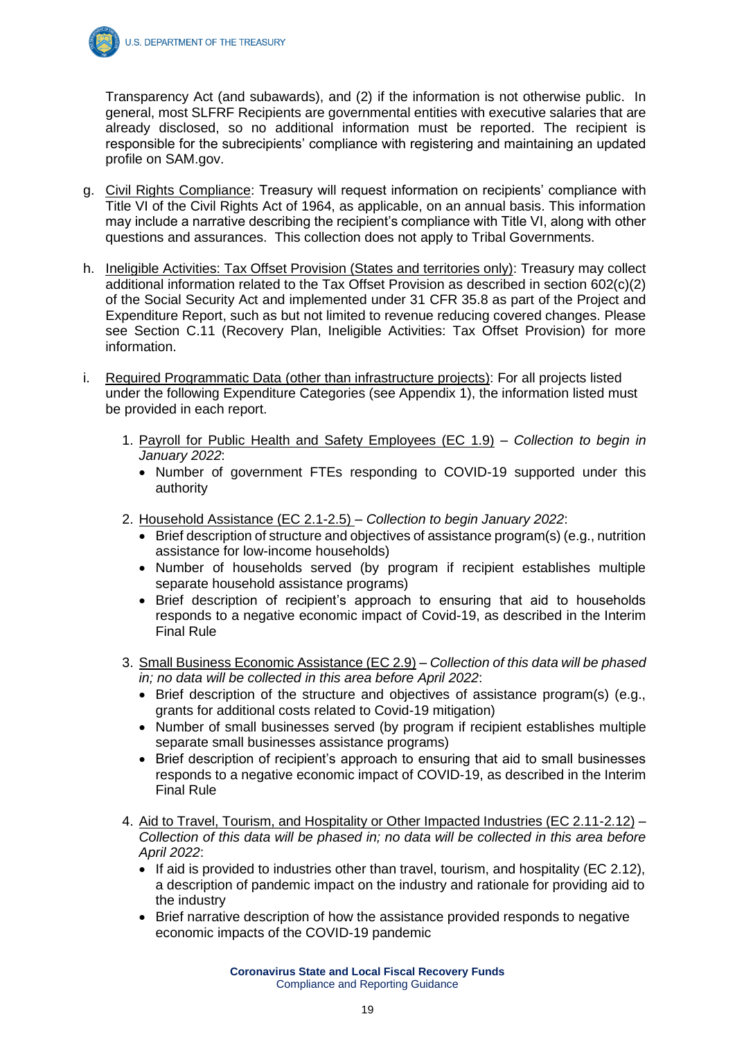Transparency Act (and subawards), and (2) if the information is not otherwise public. In general, most SLFRF Recipients are governmental entities with executive salaries that are already disclosed, so no additional information must be reported. The recipient is responsible for the subrecipients' compliance with registering and maintaining an updated profile on SAM.gov.

g. Civil Rights Compliance: Treasury will request information on recipients' compliance with Title VI of the Civil Rights Act of 1964, as applicable, on an annual basis. This information may include a narrative describing the recipient's compliance with Title VI, along with other questions and assurances. This collection does not apply to Tribal Governments.

h. Ineligible Activities: Tax Offset Provision (States and territories only): Treasury may collect additional information related to the Tax Offset Provision as described in section 602(c)(2) of the Social Security Act and implemented under 31 CFR 35.8 as part of the Project and Expenditure Report, such as but not limited to revenue reducing covered changes. Please see Section C.11 (Recovery Plan, Ineligible Activities: Tax Offset Provision) for more information.

i. Required Programmatic Data (other than infrastructure projects): For all projects listed under the following Expenditure Categories (see Appendix 1), the information listed must be provided in each report.

   1. Payroll for Public Health and Safety Employees (EC 1.9) – *Collection to begin in January 2022*:
      - Number of government FTEs responding to COVID-19 supported under this authority

   2. Household Assistance (EC 2.1-2.5) – *Collection to begin January 2022*:
      - Brief description of structure and objectives of assistance program(s) (e.g., nutrition assistance for low-income households)
      - Number of households served (by program if recipient establishes multiple separate household assistance programs)
      - Brief description of recipient's approach to ensuring that aid to households responds to a negative economic impact of Covid-19, as described in the Interim Final Rule

   3. Small Business Economic Assistance (EC 2.9) – *Collection of this data will be phased in; no data will be collected in this area before April 2022*:
      - Brief description of the structure and objectives of assistance program(s) (e.g., grants for additional costs related to Covid-19 mitigation)
      - Number of small businesses served (by program if recipient establishes multiple separate small businesses assistance programs)
      - Brief description of recipient's approach to ensuring that aid to small businesses responds to a negative economic impact of COVID-19, as described in the Interim Final Rule

   4. Aid to Travel, Tourism, and Hospitality or Other Impacted Industries (EC 2.11-2.12) – *Collection of this data will be phased in; no data will be collected in this area before April 2022*:
      - If aid is provided to industries other than travel, tourism, and hospitality (EC 2.12), a description of pandemic impact on the industry and rationale for providing aid to the industry
      - Brief narrative description of how the assistance provided responds to negative economic impacts of the COVID-19 pandemic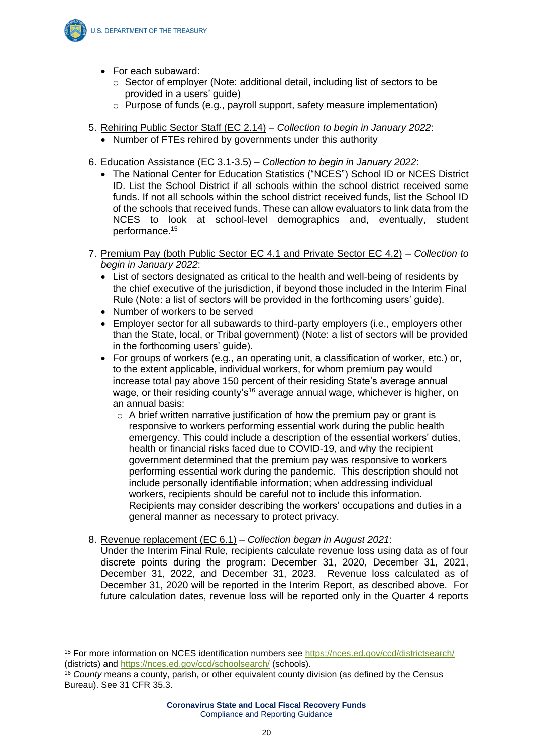- For each subaward:
  - Sector of employer (Note: additional detail, including list of sectors to be provided in a users' guide)
  - Purpose of funds (e.g., payroll support, safety measure implementation)

5. Rehiring Public Sector Staff (EC 2.14) – *Collection to begin in January 2022*:
   - Number of FTEs rehired by governments under this authority

6. Education Assistance (EC 3.1-3.5) – *Collection to begin in January 2022*:
   - The National Center for Education Statistics ("NCES") School ID or NCES District ID. List the School District if all schools within the school district received some funds. If not all schools within the school district received funds, list the School ID of the schools that received funds. These can allow evaluators to link data from the NCES to look at school-level demographics and, eventually, student performance.[15]

7. Premium Pay (both Public Sector EC 4.1 and Private Sector EC 4.2) – *Collection to begin in January 2022*:
   - List of sectors designated as critical to the health and well-being of residents by the chief executive of the jurisdiction, if beyond those included in the Interim Final Rule (Note: a list of sectors will be provided in the forthcoming users' guide).
   - Number of workers to be served
   - Employer sector for all subawards to third-party employers (i.e., employers other than the State, local, or Tribal government) (Note: a list of sectors will be provided in the forthcoming users' guide).
   - For groups of workers (e.g., an operating unit, a classification of worker, etc.) or, to the extent applicable, individual workers, for whom premium pay would increase total pay above 150 percent of their residing State's average annual wage, or their residing county's[16] average annual wage, whichever is higher, on an annual basis:
     - A brief written narrative justification of how the premium pay or grant is responsive to workers performing essential work during the public health emergency. This could include a description of the essential workers' duties, health or financial risks faced due to COVID-19, and why the recipient government determined that the premium pay was responsive to workers performing essential work during the pandemic. This description should not include personally identifiable information; when addressing individual workers, recipients should be careful not to include this information. Recipients may consider describing the workers' occupations and duties in a general manner as necessary to protect privacy.

8. Revenue replacement (EC 6.1) – *Collection began in August 2021*:
   Under the Interim Final Rule, recipients calculate revenue loss using data as of four discrete points during the program: December 31, 2020, December 31, 2021, December 31, 2022, and December 31, 2023. Revenue loss calculated as of December 31, 2020 will be reported in the Interim Report, as described above. For future calculation dates, revenue loss will be reported only in the Quarter 4 reports

---

[15] For more information on NCES identification numbers see https://nces.ed.gov/ccd/districtsearch/ (districts) and https://nces.ed.gov/ccd/schoolsearch/ (schools).

[16] *County* means a county, parish, or other equivalent county division (as defined by the Census Bureau). See 31 CFR 35.3.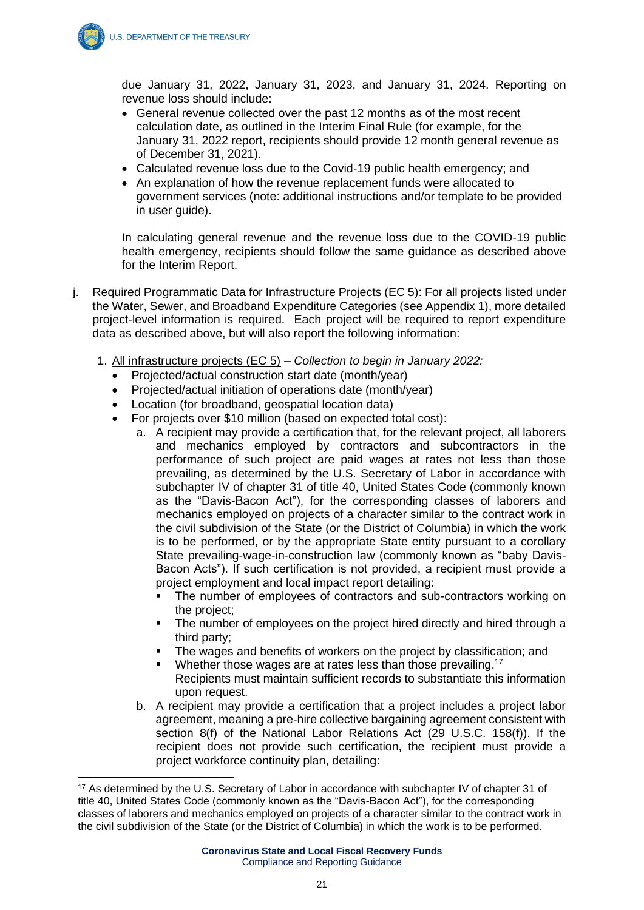due January 31, 2022, January 31, 2023, and January 31, 2024. Reporting on revenue loss should include:

- General revenue collected over the past 12 months as of the most recent calculation date, as outlined in the Interim Final Rule (for example, for the January 31, 2022 report, recipients should provide 12 month general revenue as of December 31, 2021).
- Calculated revenue loss due to the Covid-19 public health emergency; and
- An explanation of how the revenue replacement funds were allocated to government services (note: additional instructions and/or template to be provided in user guide).

In calculating general revenue and the revenue loss due to the COVID-19 public health emergency, recipients should follow the same guidance as described above for the Interim Report.

j. <u>Required Programmatic Data for Infrastructure Projects (EC 5)</u>: For all projects listed under the Water, Sewer, and Broadband Expenditure Categories (see Appendix 1), more detailed project-level information is required. Each project will be required to report expenditure data as described above, but will also report the following information:

   1. <u>All infrastructure projects (EC 5)</u> – *Collection to begin in January 2022:*
      - Projected/actual construction start date (month/year)
      - Projected/actual initiation of operations date (month/year)
      - Location (for broadband, geospatial location data)
      - For projects over $10 million (based on expected total cost):
         a. A recipient may provide a certification that, for the relevant project, all laborers and mechanics employed by contractors and subcontractors in the performance of such project are paid wages at rates not less than those prevailing, as determined by the U.S. Secretary of Labor in accordance with subchapter IV of chapter 31 of title 40, United States Code (commonly known as the "Davis-Bacon Act"), for the corresponding classes of laborers and mechanics employed on projects of a character similar to the contract work in the civil subdivision of the State (or the District of Columbia) in which the work is to be performed, or by the appropriate State entity pursuant to a corollary State prevailing-wage-in-construction law (commonly known as "baby Davis-Bacon Acts"). If such certification is not provided, a recipient must provide a project employment and local impact report detailing:
            - The number of employees of contractors and sub-contractors working on the project;
            - The number of employees on the project hired directly and hired through a third party;
            - The wages and benefits of workers on the project by classification; and
            - Whether those wages are at rates less than those prevailing.[17]

            Recipients must maintain sufficient records to substantiate this information upon request.
         b. A recipient may provide a certification that a project includes a project labor agreement, meaning a pre-hire collective bargaining agreement consistent with section 8(f) of the National Labor Relations Act (29 U.S.C. 158(f)). If the recipient does not provide such certification, the recipient must provide a project workforce continuity plan, detailing:

---

[17] As determined by the U.S. Secretary of Labor in accordance with subchapter IV of chapter 31 of title 40, United States Code (commonly known as the "Davis-Bacon Act"), for the corresponding classes of laborers and mechanics employed on projects of a character similar to the contract work in the civil subdivision of the State (or the District of Columbia) in which the work is to be performed.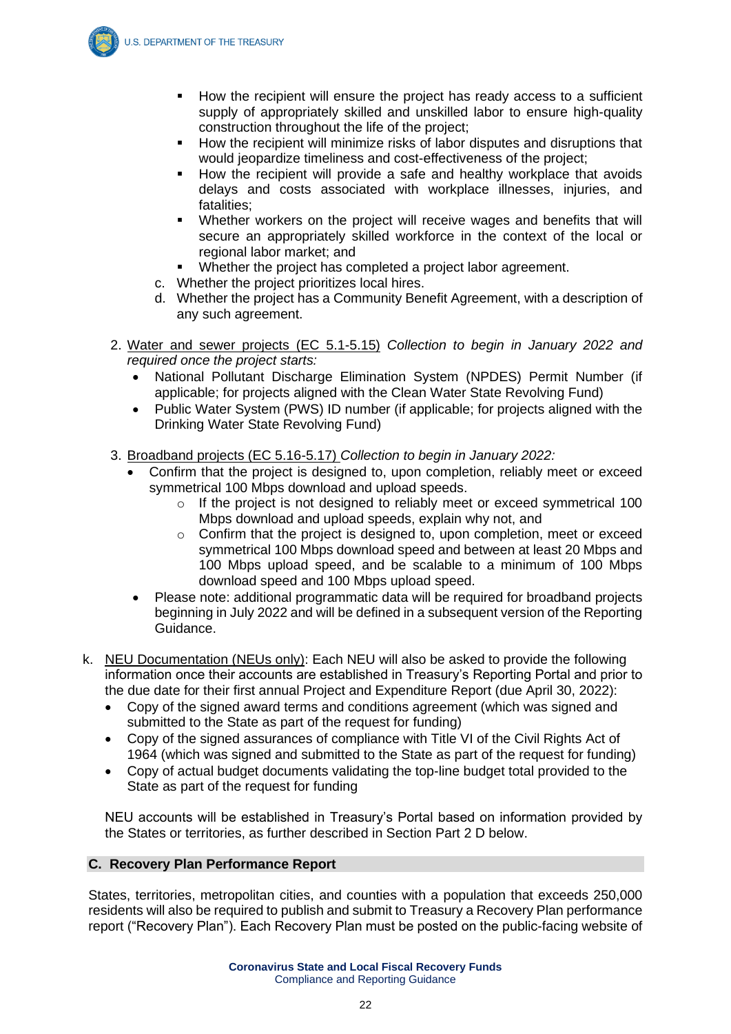- How the recipient will ensure the project has ready access to a sufficient supply of appropriately skilled and unskilled labor to ensure high-quality construction throughout the life of the project;
   - How the recipient will minimize risks of labor disputes and disruptions that would jeopardize timeliness and cost-effectiveness of the project;
   - How the recipient will provide a safe and healthy workplace that avoids delays and costs associated with workplace illnesses, injuries, and fatalities;
   - Whether workers on the project will receive wages and benefits that will secure an appropriately skilled workforce in the context of the local or regional labor market; and
   - Whether the project has completed a project labor agreement.

c. Whether the project prioritizes local hires.

d. Whether the project has a Community Benefit Agreement, with a description of any such agreement.

2. <u>Water and sewer projects (EC 5.1-5.15)</u> *Collection to begin in January 2022 and required once the project starts:*
   - National Pollutant Discharge Elimination System (NPDES) Permit Number (if applicable; for projects aligned with the Clean Water State Revolving Fund)
   - Public Water System (PWS) ID number (if applicable; for projects aligned with the Drinking Water State Revolving Fund)

3. <u>Broadband projects (EC 5.16-5.17)</u> *Collection to begin in January 2022:*
   - Confirm that the project is designed to, upon completion, reliably meet or exceed symmetrical 100 Mbps download and upload speeds.
     - If the project is not designed to reliably meet or exceed symmetrical 100 Mbps download and upload speeds, explain why not, and
     - Confirm that the project is designed to, upon completion, meet or exceed symmetrical 100 Mbps download speed and between at least 20 Mbps and 100 Mbps upload speed, and be scalable to a minimum of 100 Mbps download speed and 100 Mbps upload speed.
   - Please note: additional programmatic data will be required for broadband projects beginning in July 2022 and will be defined in a subsequent version of the Reporting Guidance.

k. <u>NEU Documentation (NEUs only)</u>: Each NEU will also be asked to provide the following information once their accounts are established in Treasury's Reporting Portal and prior to the due date for their first annual Project and Expenditure Report (due April 30, 2022):
   - Copy of the signed award terms and conditions agreement (which was signed and submitted to the State as part of the request for funding)
   - Copy of the signed assurances of compliance with Title VI of the Civil Rights Act of 1964 (which was signed and submitted to the State as part of the request for funding)
   - Copy of actual budget documents validating the top-line budget total provided to the State as part of the request for funding

   NEU accounts will be established in Treasury's Portal based on information provided by the States or territories, as further described in Section Part 2 D below.

## C. Recovery Plan Performance Report

States, territories, metropolitan cities, and counties with a population that exceeds 250,000 residents will also be required to publish and submit to Treasury a Recovery Plan performance report ("Recovery Plan"). Each Recovery Plan must be posted on the public-facing website of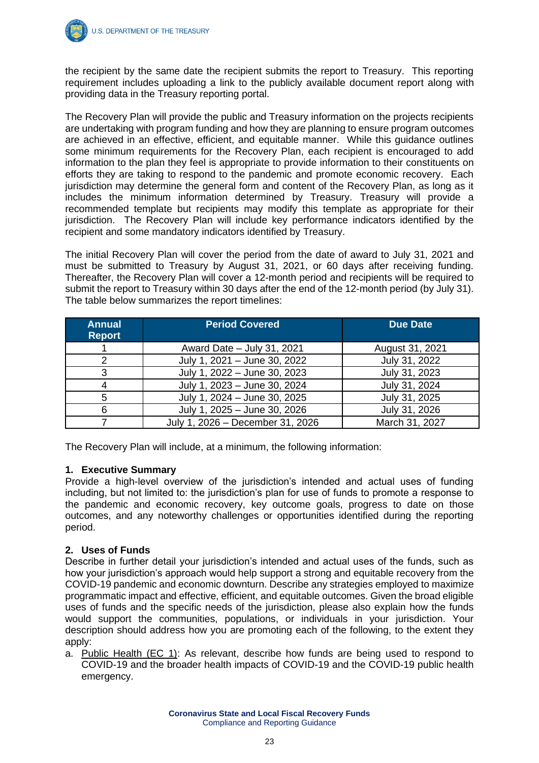the recipient by the same date the recipient submits the report to Treasury. This reporting requirement includes uploading a link to the publicly available document report along with providing data in the Treasury reporting portal.

The Recovery Plan will provide the public and Treasury information on the projects recipients are undertaking with program funding and how they are planning to ensure program outcomes are achieved in an effective, efficient, and equitable manner. While this guidance outlines some minimum requirements for the Recovery Plan, each recipient is encouraged to add information to the plan they feel is appropriate to provide information to their constituents on efforts they are taking to respond to the pandemic and promote economic recovery. Each jurisdiction may determine the general form and content of the Recovery Plan, as long as it includes the minimum information determined by Treasury. Treasury will provide a recommended template but recipients may modify this template as appropriate for their jurisdiction. The Recovery Plan will include key performance indicators identified by the recipient and some mandatory indicators identified by Treasury.

The initial Recovery Plan will cover the period from the date of award to July 31, 2021 and must be submitted to Treasury by August 31, 2021, or 60 days after receiving funding. Thereafter, the Recovery Plan will cover a 12-month period and recipients will be required to submit the report to Treasury within 30 days after the end of the 12-month period (by July 31). The table below summarizes the report timelines:

| Annual Report | Period Covered | Due Date |
|---|---|---|
| 1 | Award Date – July 31, 2021 | August 31, 2021 |
| 2 | July 1, 2021 – June 30, 2022 | July 31, 2022 |
| 3 | July 1, 2022 – June 30, 2023 | July 31, 2023 |
| 4 | July 1, 2023 – June 30, 2024 | July 31, 2024 |
| 5 | July 1, 2024 – June 30, 2025 | July 31, 2025 |
| 6 | July 1, 2025 – June 30, 2026 | July 31, 2026 |
| 7 | July 1, 2026 – December 31, 2026 | March 31, 2027 |

The Recovery Plan will include, at a minimum, the following information:

**1. Executive Summary**

Provide a high-level overview of the jurisdiction's intended and actual uses of funding including, but not limited to: the jurisdiction's plan for use of funds to promote a response to the pandemic and economic recovery, key outcome goals, progress to date on those outcomes, and any noteworthy challenges or opportunities identified during the reporting period.

**2. Uses of Funds**

Describe in further detail your jurisdiction's intended and actual uses of the funds, such as how your jurisdiction's approach would help support a strong and equitable recovery from the COVID-19 pandemic and economic downturn. Describe any strategies employed to maximize programmatic impact and effective, efficient, and equitable outcomes. Given the broad eligible uses of funds and the specific needs of the jurisdiction, please also explain how the funds would support the communities, populations, or individuals in your jurisdiction. Your description should address how you are promoting each of the following, to the extent they apply:

a. Public Health (EC 1): As relevant, describe how funds are being used to respond to COVID-19 and the broader health impacts of COVID-19 and the COVID-19 public health emergency.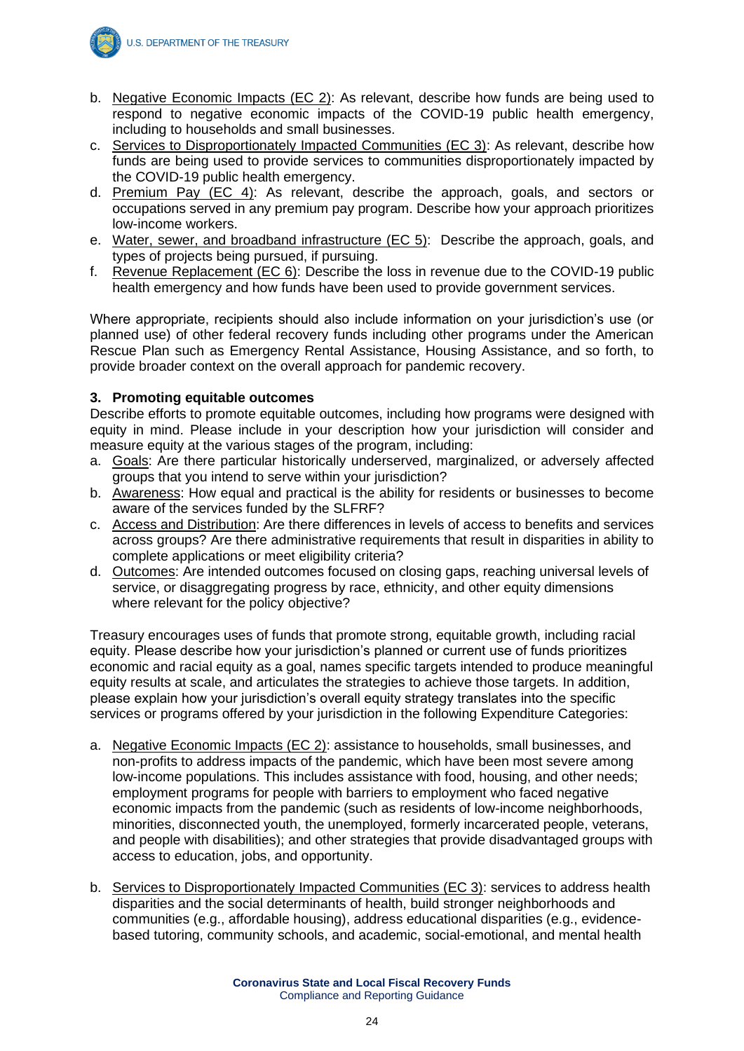b. Negative Economic Impacts (EC 2): As relevant, describe how funds are being used to respond to negative economic impacts of the COVID-19 public health emergency, including to households and small businesses.
c. Services to Disproportionately Impacted Communities (EC 3): As relevant, describe how funds are being used to provide services to communities disproportionately impacted by the COVID-19 public health emergency.
d. Premium Pay (EC 4): As relevant, describe the approach, goals, and sectors or occupations served in any premium pay program. Describe how your approach prioritizes low-income workers.
e. Water, sewer, and broadband infrastructure (EC 5): Describe the approach, goals, and types of projects being pursued, if pursuing.
f. Revenue Replacement (EC 6): Describe the loss in revenue due to the COVID-19 public health emergency and how funds have been used to provide government services.

Where appropriate, recipients should also include information on your jurisdiction's use (or planned use) of other federal recovery funds including other programs under the American Rescue Plan such as Emergency Rental Assistance, Housing Assistance, and so forth, to provide broader context on the overall approach for pandemic recovery.

**3. Promoting equitable outcomes**

Describe efforts to promote equitable outcomes, including how programs were designed with equity in mind. Please include in your description how your jurisdiction will consider and measure equity at the various stages of the program, including:

a. Goals: Are there particular historically underserved, marginalized, or adversely affected groups that you intend to serve within your jurisdiction?
b. Awareness: How equal and practical is the ability for residents or businesses to become aware of the services funded by the SLFRF?
c. Access and Distribution: Are there differences in levels of access to benefits and services across groups? Are there administrative requirements that result in disparities in ability to complete applications or meet eligibility criteria?
d. Outcomes: Are intended outcomes focused on closing gaps, reaching universal levels of service, or disaggregating progress by race, ethnicity, and other equity dimensions where relevant for the policy objective?

Treasury encourages uses of funds that promote strong, equitable growth, including racial equity. Please describe how your jurisdiction's planned or current use of funds prioritizes economic and racial equity as a goal, names specific targets intended to produce meaningful equity results at scale, and articulates the strategies to achieve those targets. In addition, please explain how your jurisdiction's overall equity strategy translates into the specific services or programs offered by your jurisdiction in the following Expenditure Categories:

a. Negative Economic Impacts (EC 2): assistance to households, small businesses, and non-profits to address impacts of the pandemic, which have been most severe among low-income populations. This includes assistance with food, housing, and other needs; employment programs for people with barriers to employment who faced negative economic impacts from the pandemic (such as residents of low-income neighborhoods, minorities, disconnected youth, the unemployed, formerly incarcerated people, veterans, and people with disabilities); and other strategies that provide disadvantaged groups with access to education, jobs, and opportunity.

b. Services to Disproportionately Impacted Communities (EC 3): services to address health disparities and the social determinants of health, build stronger neighborhoods and communities (e.g., affordable housing), address educational disparities (e.g., evidence-based tutoring, community schools, and academic, social-emotional, and mental health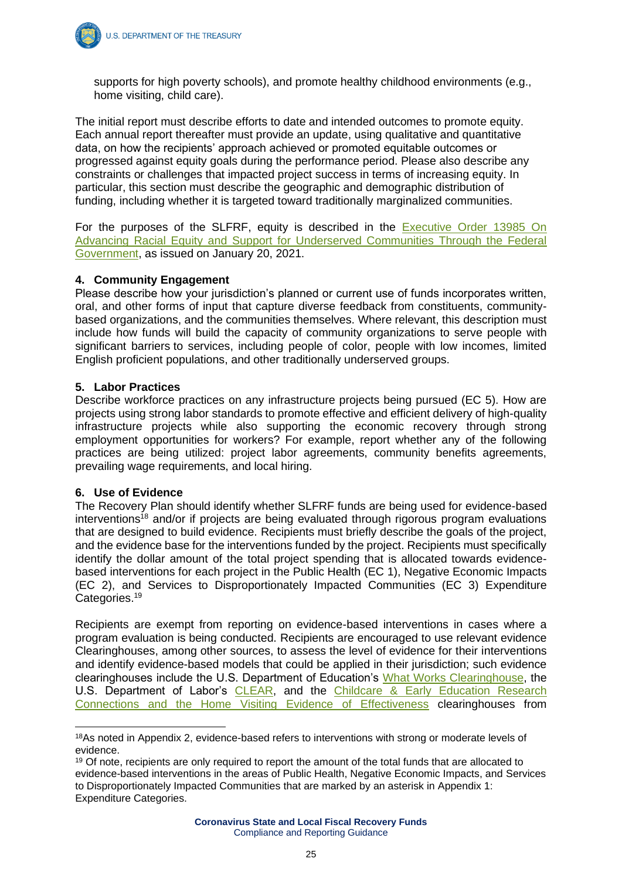supports for high poverty schools), and promote healthy childhood environments (e.g., home visiting, child care).

The initial report must describe efforts to date and intended outcomes to promote equity. Each annual report thereafter must provide an update, using qualitative and quantitative data, on how the recipients' approach achieved or promoted equitable outcomes or progressed against equity goals during the performance period. Please also describe any constraints or challenges that impacted project success in terms of increasing equity. In particular, this section must describe the geographic and demographic distribution of funding, including whether it is targeted toward traditionally marginalized communities.

For the purposes of the SLFRF, equity is described in the Executive Order 13985 On Advancing Racial Equity and Support for Underserved Communities Through the Federal Government, as issued on January 20, 2021.

### 4. Community Engagement

Please describe how your jurisdiction's planned or current use of funds incorporates written, oral, and other forms of input that capture diverse feedback from constituents, community-based organizations, and the communities themselves. Where relevant, this description must include how funds will build the capacity of community organizations to serve people with significant barriers to services, including people of color, people with low incomes, limited English proficient populations, and other traditionally underserved groups.

### 5. Labor Practices

Describe workforce practices on any infrastructure projects being pursued (EC 5). How are projects using strong labor standards to promote effective and efficient delivery of high-quality infrastructure projects while also supporting the economic recovery through strong employment opportunities for workers? For example, report whether any of the following practices are being utilized: project labor agreements, community benefits agreements, prevailing wage requirements, and local hiring.

### 6. Use of Evidence

The Recovery Plan should identify whether SLFRF funds are being used for evidence-based interventions[18] and/or if projects are being evaluated through rigorous program evaluations that are designed to build evidence. Recipients must briefly describe the goals of the project, and the evidence base for the interventions funded by the project. Recipients must specifically identify the dollar amount of the total project spending that is allocated towards evidence-based interventions for each project in the Public Health (EC 1), Negative Economic Impacts (EC 2), and Services to Disproportionately Impacted Communities (EC 3) Expenditure Categories.[19]

Recipients are exempt from reporting on evidence-based interventions in cases where a program evaluation is being conducted. Recipients are encouraged to use relevant evidence Clearinghouses, among other sources, to assess the level of evidence for their interventions and identify evidence-based models that could be applied in their jurisdiction; such evidence clearinghouses include the U.S. Department of Education's What Works Clearinghouse, the U.S. Department of Labor's CLEAR, and the Childcare & Early Education Research Connections and the Home Visiting Evidence of Effectiveness clearinghouses from

---

[18] As noted in Appendix 2, evidence-based refers to interventions with strong or moderate levels of evidence.

[19] Of note, recipients are only required to report the amount of the total funds that are allocated to evidence-based interventions in the areas of Public Health, Negative Economic Impacts, and Services to Disproportionately Impacted Communities that are marked by an asterisk in Appendix 1: Expenditure Categories.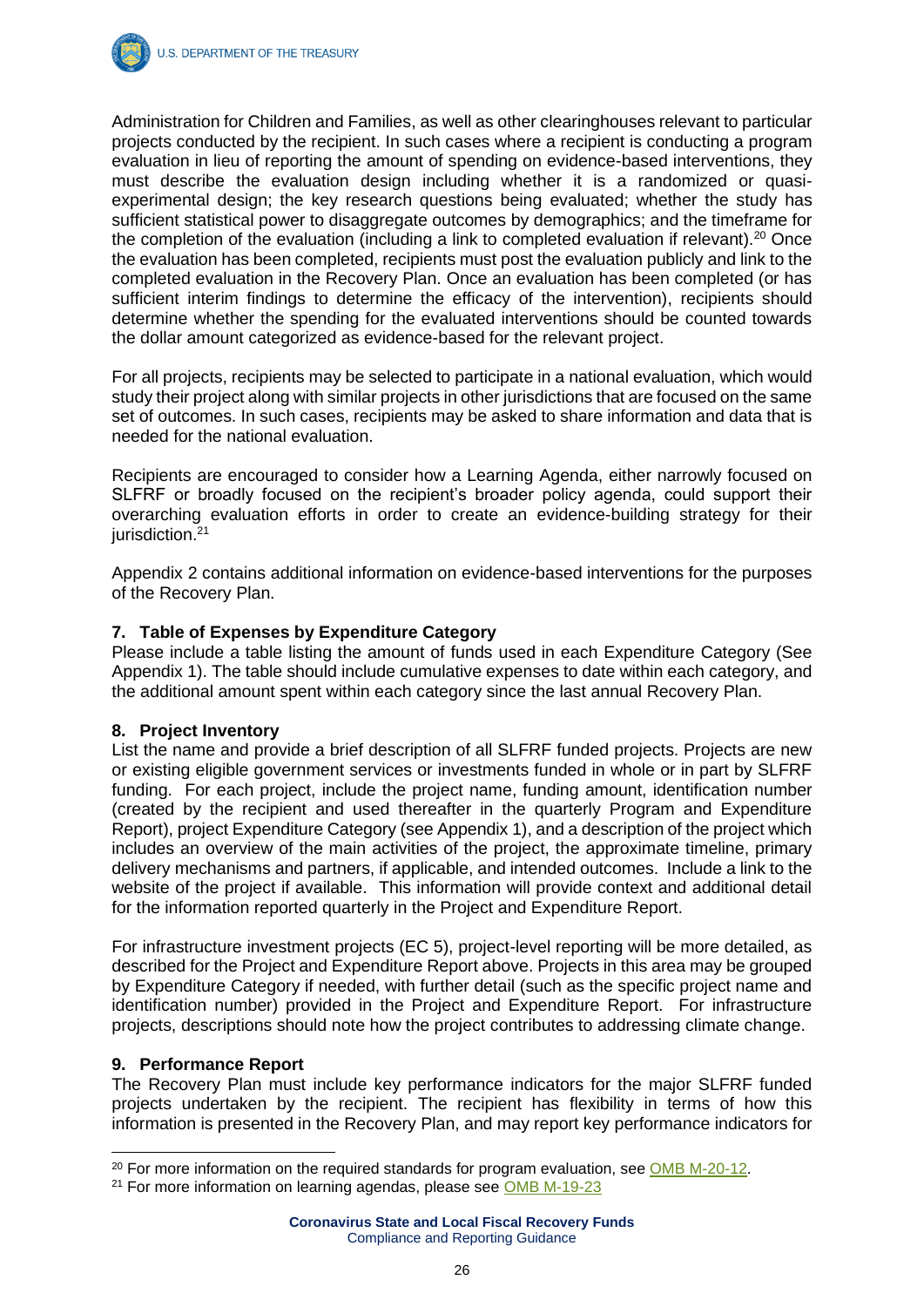Administration for Children and Families, as well as other clearinghouses relevant to particular projects conducted by the recipient. In such cases where a recipient is conducting a program evaluation in lieu of reporting the amount of spending on evidence-based interventions, they must describe the evaluation design including whether it is a randomized or quasi-experimental design; the key research questions being evaluated; whether the study has sufficient statistical power to disaggregate outcomes by demographics; and the timeframe for the completion of the evaluation (including a link to completed evaluation if relevant).[20] Once the evaluation has been completed, recipients must post the evaluation publicly and link to the completed evaluation in the Recovery Plan. Once an evaluation has been completed (or has sufficient interim findings to determine the efficacy of the intervention), recipients should determine whether the spending for the evaluated interventions should be counted towards the dollar amount categorized as evidence-based for the relevant project.

For all projects, recipients may be selected to participate in a national evaluation, which would study their project along with similar projects in other jurisdictions that are focused on the same set of outcomes. In such cases, recipients may be asked to share information and data that is needed for the national evaluation.

Recipients are encouraged to consider how a Learning Agenda, either narrowly focused on SLFRF or broadly focused on the recipient's broader policy agenda, could support their overarching evaluation efforts in order to create an evidence-building strategy for their jurisdiction.[21]

Appendix 2 contains additional information on evidence-based interventions for the purposes of the Recovery Plan.

### 7. Table of Expenses by Expenditure Category

Please include a table listing the amount of funds used in each Expenditure Category (See Appendix 1). The table should include cumulative expenses to date within each category, and the additional amount spent within each category since the last annual Recovery Plan.

### 8. Project Inventory

List the name and provide a brief description of all SLFRF funded projects. Projects are new or existing eligible government services or investments funded in whole or in part by SLFRF funding. For each project, include the project name, funding amount, identification number (created by the recipient and used thereafter in the quarterly Program and Expenditure Report), project Expenditure Category (see Appendix 1), and a description of the project which includes an overview of the main activities of the project, the approximate timeline, primary delivery mechanisms and partners, if applicable, and intended outcomes. Include a link to the website of the project if available. This information will provide context and additional detail for the information reported quarterly in the Project and Expenditure Report.

For infrastructure investment projects (EC 5), project-level reporting will be more detailed, as described for the Project and Expenditure Report above. Projects in this area may be grouped by Expenditure Category if needed, with further detail (such as the specific project name and identification number) provided in the Project and Expenditure Report. For infrastructure projects, descriptions should note how the project contributes to addressing climate change.

### 9. Performance Report

The Recovery Plan must include key performance indicators for the major SLFRF funded projects undertaken by the recipient. The recipient has flexibility in terms of how this information is presented in the Recovery Plan, and may report key performance indicators for

---

[20] For more information on the required standards for program evaluation, see OMB M-20-12.

[21] For more information on learning agendas, please see OMB M-19-23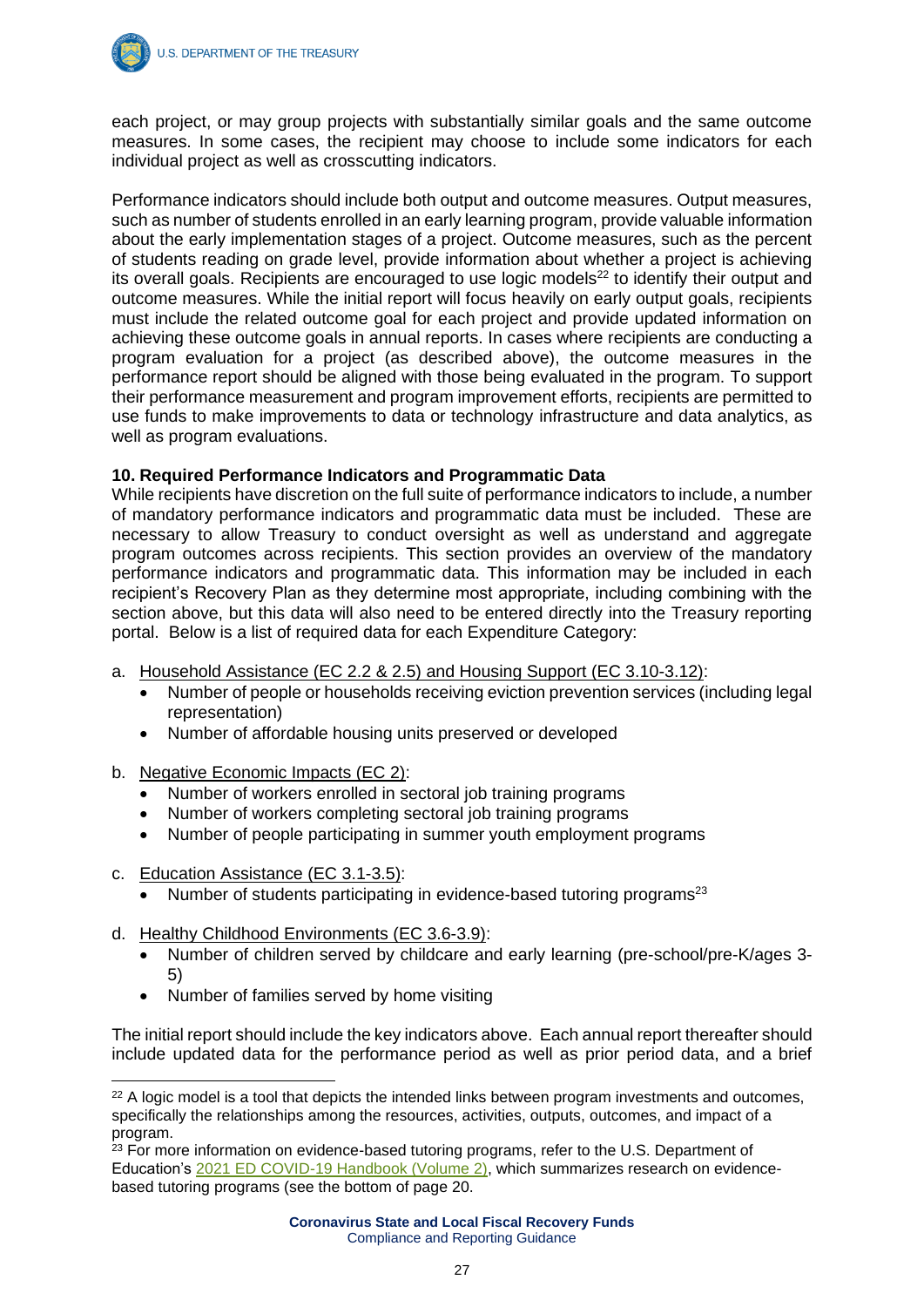each project, or may group projects with substantially similar goals and the same outcome measures. In some cases, the recipient may choose to include some indicators for each individual project as well as crosscutting indicators.

Performance indicators should include both output and outcome measures. Output measures, such as number of students enrolled in an early learning program, provide valuable information about the early implementation stages of a project. Outcome measures, such as the percent of students reading on grade level, provide information about whether a project is achieving its overall goals. Recipients are encouraged to use logic models[22] to identify their output and outcome measures. While the initial report will focus heavily on early output goals, recipients must include the related outcome goal for each project and provide updated information on achieving these outcome goals in annual reports. In cases where recipients are conducting a program evaluation for a project (as described above), the outcome measures in the performance report should be aligned with those being evaluated in the program. To support their performance measurement and program improvement efforts, recipients are permitted to use funds to make improvements to data or technology infrastructure and data analytics, as well as program evaluations.

**10. Required Performance Indicators and Programmatic Data**

While recipients have discretion on the full suite of performance indicators to include, a number of mandatory performance indicators and programmatic data must be included. These are necessary to allow Treasury to conduct oversight as well as understand and aggregate program outcomes across recipients. This section provides an overview of the mandatory performance indicators and programmatic data. This information may be included in each recipient's Recovery Plan as they determine most appropriate, including combining with the section above, but this data will also need to be entered directly into the Treasury reporting portal. Below is a list of required data for each Expenditure Category:

a. Household Assistance (EC 2.2 & 2.5) and Housing Support (EC 3.10-3.12):
   - Number of people or households receiving eviction prevention services (including legal representation)
   - Number of affordable housing units preserved or developed

b. Negative Economic Impacts (EC 2):
   - Number of workers enrolled in sectoral job training programs
   - Number of workers completing sectoral job training programs
   - Number of people participating in summer youth employment programs

c. Education Assistance (EC 3.1-3.5):
   - Number of students participating in evidence-based tutoring programs[23]

d. Healthy Childhood Environments (EC 3.6-3.9):
   - Number of children served by childcare and early learning (pre-school/pre-K/ages 3-5)
   - Number of families served by home visiting

The initial report should include the key indicators above. Each annual report thereafter should include updated data for the performance period as well as prior period data, and a brief

[22] A logic model is a tool that depicts the intended links between program investments and outcomes, specifically the relationships among the resources, activities, outputs, outcomes, and impact of a program.

[23] For more information on evidence-based tutoring programs, refer to the U.S. Department of Education's 2021 ED COVID-19 Handbook (Volume 2), which summarizes research on evidence-based tutoring programs (see the bottom of page 20.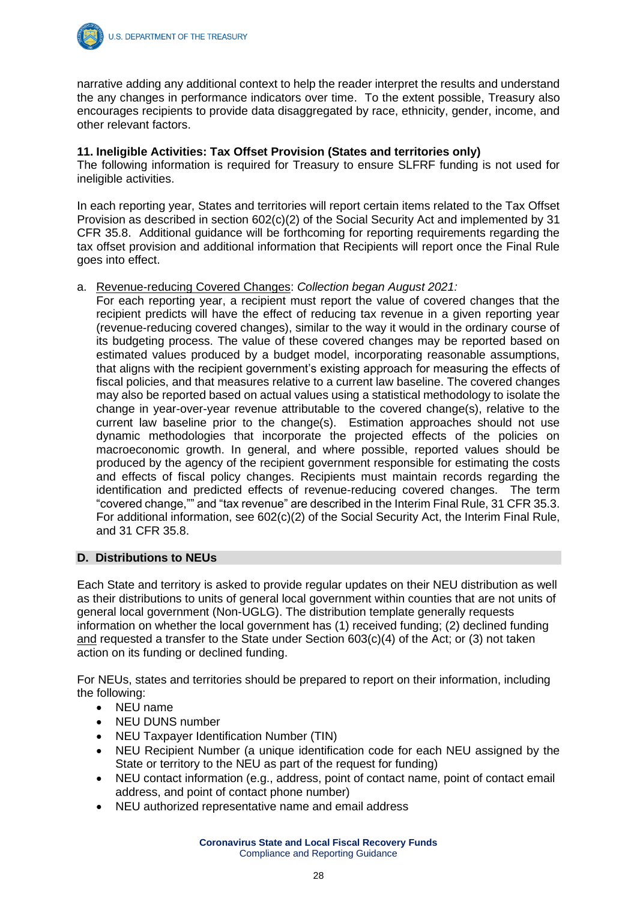narrative adding any additional context to help the reader interpret the results and understand the any changes in performance indicators over time. To the extent possible, Treasury also encourages recipients to provide data disaggregated by race, ethnicity, gender, income, and other relevant factors.

**11. Ineligible Activities: Tax Offset Provision (States and territories only)**
The following information is required for Treasury to ensure SLFRF funding is not used for ineligible activities.

In each reporting year, States and territories will report certain items related to the Tax Offset Provision as described in section 602(c)(2) of the Social Security Act and implemented by 31 CFR 35.8. Additional guidance will be forthcoming for reporting requirements regarding the tax offset provision and additional information that Recipients will report once the Final Rule goes into effect.

a. <u>Revenue-reducing Covered Changes</u>: *Collection began August 2021:*
   For each reporting year, a recipient must report the value of covered changes that the recipient predicts will have the effect of reducing tax revenue in a given reporting year (revenue-reducing covered changes), similar to the way it would in the ordinary course of its budgeting process. The value of these covered changes may be reported based on estimated values produced by a budget model, incorporating reasonable assumptions, that aligns with the recipient government's existing approach for measuring the effects of fiscal policies, and that measures relative to a current law baseline. The covered changes may also be reported based on actual values using a statistical methodology to isolate the change in year-over-year revenue attributable to the covered change(s), relative to the current law baseline prior to the change(s). Estimation approaches should not use dynamic methodologies that incorporate the projected effects of the policies on macroeconomic growth. In general, and where possible, reported values should be produced by the agency of the recipient government responsible for estimating the costs and effects of fiscal policy changes. Recipients must maintain records regarding the identification and predicted effects of revenue-reducing covered changes. The term "covered change,"" and "tax revenue" are described in the Interim Final Rule, 31 CFR 35.3. For additional information, see 602(c)(2) of the Social Security Act, the Interim Final Rule, and 31 CFR 35.8.

## D. Distributions to NEUs

Each State and territory is asked to provide regular updates on their NEU distribution as well as their distributions to units of general local government within counties that are not units of general local government (Non-UGLG). The distribution template generally requests information on whether the local government has (1) received funding; (2) declined funding <u>and</u> requested a transfer to the State under Section 603(c)(4) of the Act; or (3) not taken action on its funding or declined funding.

For NEUs, states and territories should be prepared to report on their information, including the following:

- NEU name
- NEU DUNS number
- NEU Taxpayer Identification Number (TIN)
- NEU Recipient Number (a unique identification code for each NEU assigned by the State or territory to the NEU as part of the request for funding)
- NEU contact information (e.g., address, point of contact name, point of contact email address, and point of contact phone number)
- NEU authorized representative name and email address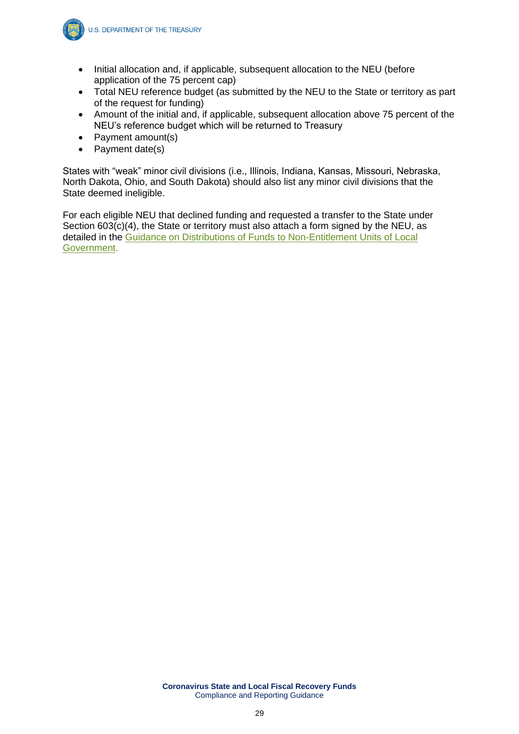- Initial allocation and, if applicable, subsequent allocation to the NEU (before application of the 75 percent cap)
- Total NEU reference budget (as submitted by the NEU to the State or territory as part of the request for funding)
- Amount of the initial and, if applicable, subsequent allocation above 75 percent of the NEU's reference budget which will be returned to Treasury
- Payment amount(s)
- Payment date(s)

States with "weak" minor civil divisions (i.e., Illinois, Indiana, Kansas, Missouri, Nebraska, North Dakota, Ohio, and South Dakota) should also list any minor civil divisions that the State deemed ineligible.

For each eligible NEU that declined funding and requested a transfer to the State under Section 603(c)(4), the State or territory must also attach a form signed by the NEU, as detailed in the Guidance on Distributions of Funds to Non-Entitlement Units of Local Government.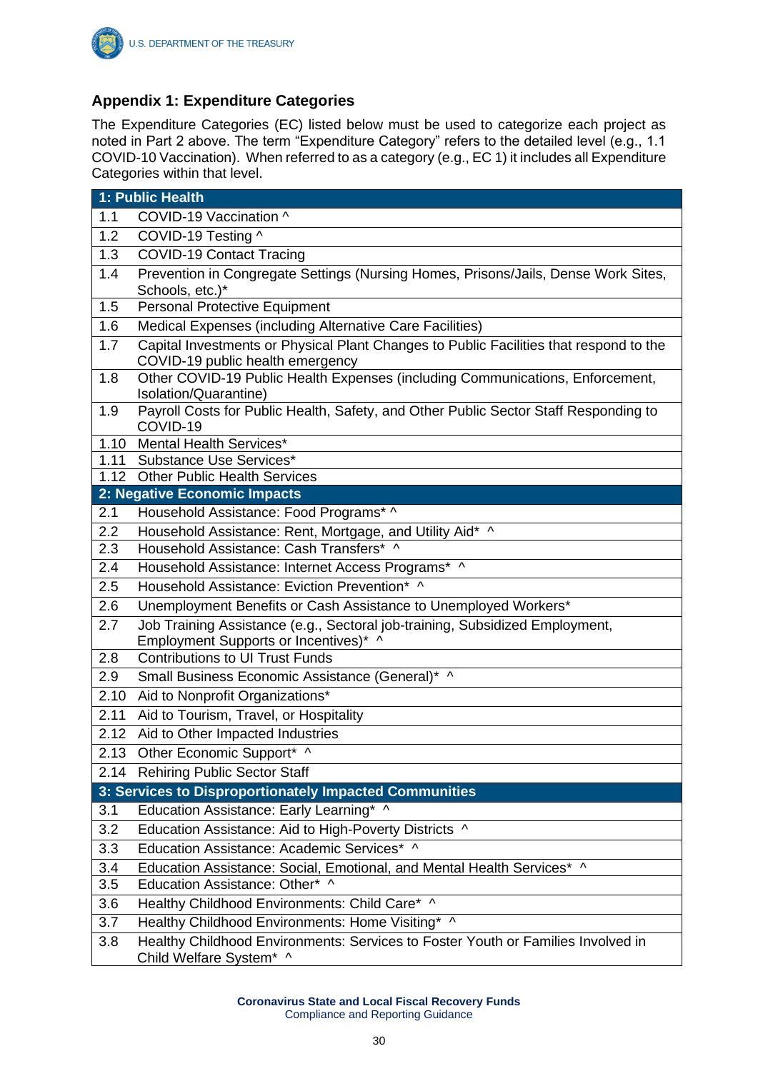## Appendix 1: Expenditure Categories

The Expenditure Categories (EC) listed below must be used to categorize each project as noted in Part 2 above. The term "Expenditure Category" refers to the detailed level (e.g., 1.1 COVID-10 Vaccination). When referred to as a category (e.g., EC 1) it includes all Expenditure Categories within that level.

| **1: Public Health** | |
|---|---|
| 1.1 | COVID-19 Vaccination ^ |
| 1.2 | COVID-19 Testing ^ |
| 1.3 | COVID-19 Contact Tracing |
| 1.4 | Prevention in Congregate Settings (Nursing Homes, Prisons/Jails, Dense Work Sites, Schools, etc.)* |
| 1.5 | Personal Protective Equipment |
| 1.6 | Medical Expenses (including Alternative Care Facilities) |
| 1.7 | Capital Investments or Physical Plant Changes to Public Facilities that respond to the COVID-19 public health emergency |
| 1.8 | Other COVID-19 Public Health Expenses (including Communications, Enforcement, Isolation/Quarantine) |
| 1.9 | Payroll Costs for Public Health, Safety, and Other Public Sector Staff Responding to COVID-19 |
| 1.10 | Mental Health Services* |
| 1.11 | Substance Use Services* |
| 1.12 | Other Public Health Services |
| **2: Negative Economic Impacts** | |
| 2.1 | Household Assistance: Food Programs* ^ |
| 2.2 | Household Assistance: Rent, Mortgage, and Utility Aid* ^ |
| 2.3 | Household Assistance: Cash Transfers* ^ |
| 2.4 | Household Assistance: Internet Access Programs* ^ |
| 2.5 | Household Assistance: Eviction Prevention* ^ |
| 2.6 | Unemployment Benefits or Cash Assistance to Unemployed Workers* |
| 2.7 | Job Training Assistance (e.g., Sectoral job-training, Subsidized Employment, Employment Supports or Incentives)* ^ |
| 2.8 | Contributions to UI Trust Funds |
| 2.9 | Small Business Economic Assistance (General)* ^ |
| 2.10 | Aid to Nonprofit Organizations* |
| 2.11 | Aid to Tourism, Travel, or Hospitality |
| 2.12 | Aid to Other Impacted Industries |
| 2.13 | Other Economic Support* ^ |
| 2.14 | Rehiring Public Sector Staff |
| **3: Services to Disproportionately Impacted Communities** | |
| 3.1 | Education Assistance: Early Learning* ^ |
| 3.2 | Education Assistance: Aid to High-Poverty Districts ^ |
| 3.3 | Education Assistance: Academic Services* ^ |
| 3.4 | Education Assistance: Social, Emotional, and Mental Health Services* ^ |
| 3.5 | Education Assistance: Other* ^ |
| 3.6 | Healthy Childhood Environments: Child Care* ^ |
| 3.7 | Healthy Childhood Environments: Home Visiting* ^ |
| 3.8 | Healthy Childhood Environments: Services to Foster Youth or Families Involved in Child Welfare System* ^ |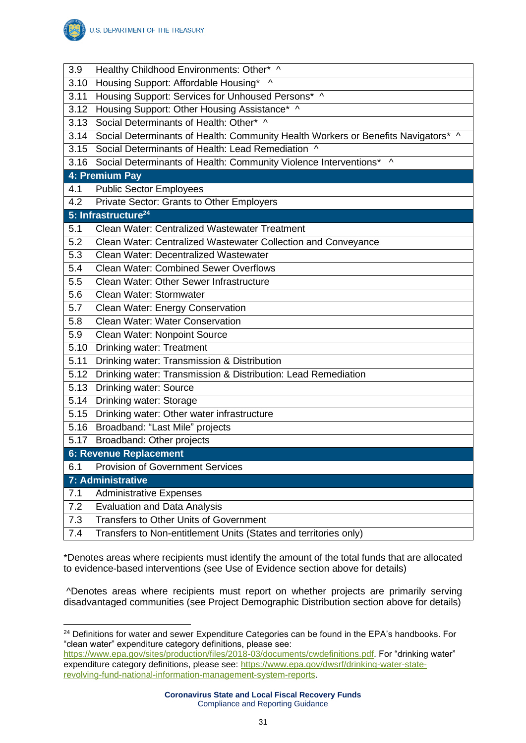| | |
|---|---|
| 3.9 | Healthy Childhood Environments: Other* ^ |
| 3.10 | Housing Support: Affordable Housing* ^ |
| 3.11 | Housing Support: Services for Unhoused Persons* ^ |
| 3.12 | Housing Support: Other Housing Assistance* ^ |
| 3.13 | Social Determinants of Health: Other* ^ |
| 3.14 | Social Determinants of Health: Community Health Workers or Benefits Navigators* ^ |
| 3.15 | Social Determinants of Health: Lead Remediation ^ |
| 3.16 | Social Determinants of Health: Community Violence Interventions* ^ |
| **4: Premium Pay** | |
| 4.1 | Public Sector Employees |
| 4.2 | Private Sector: Grants to Other Employers |
| **5: Infrastructure[24]** | |
| 5.1 | Clean Water: Centralized Wastewater Treatment |
| 5.2 | Clean Water: Centralized Wastewater Collection and Conveyance |
| 5.3 | Clean Water: Decentralized Wastewater |
| 5.4 | Clean Water: Combined Sewer Overflows |
| 5.5 | Clean Water: Other Sewer Infrastructure |
| 5.6 | Clean Water: Stormwater |
| 5.7 | Clean Water: Energy Conservation |
| 5.8 | Clean Water: Water Conservation |
| 5.9 | Clean Water: Nonpoint Source |
| 5.10 | Drinking water: Treatment |
| 5.11 | Drinking water: Transmission & Distribution |
| 5.12 | Drinking water: Transmission & Distribution: Lead Remediation |
| 5.13 | Drinking water: Source |
| 5.14 | Drinking water: Storage |
| 5.15 | Drinking water: Other water infrastructure |
| 5.16 | Broadband: "Last Mile" projects |
| 5.17 | Broadband: Other projects |
| **6: Revenue Replacement** | |
| 6.1 | Provision of Government Services |
| **7: Administrative** | |
| 7.1 | Administrative Expenses |
| 7.2 | Evaluation and Data Analysis |
| 7.3 | Transfers to Other Units of Government |
| 7.4 | Transfers to Non-entitlement Units (States and territories only) |

*Denotes areas where recipients must identify the amount of the total funds that are allocated to evidence-based interventions (see Use of Evidence section above for details)

^Denotes areas where recipients must report on whether projects are primarily serving disadvantaged communities (see Project Demographic Distribution section above for details)

[24] Definitions for water and sewer Expenditure Categories can be found in the EPA's handbooks. For "clean water" expenditure category definitions, please see: https://www.epa.gov/sites/production/files/2018-03/documents/cwdefinitions.pdf. For "drinking water" expenditure category definitions, please see: https://www.epa.gov/dwsrf/drinking-water-state-revolving-fund-national-information-management-system-reports.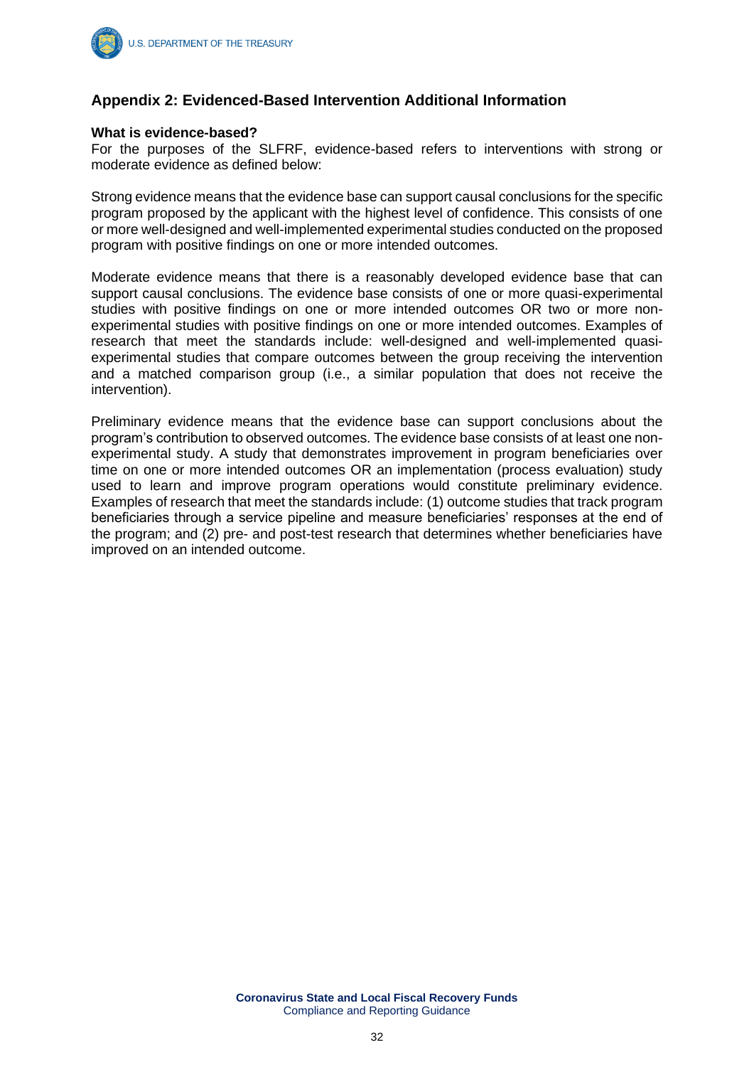## Appendix 2: Evidenced-Based Intervention Additional Information

**What is evidence-based?**

For the purposes of the SLFRF, evidence-based refers to interventions with strong or moderate evidence as defined below:

Strong evidence means that the evidence base can support causal conclusions for the specific program proposed by the applicant with the highest level of confidence. This consists of one or more well-designed and well-implemented experimental studies conducted on the proposed program with positive findings on one or more intended outcomes.

Moderate evidence means that there is a reasonably developed evidence base that can support causal conclusions. The evidence base consists of one or more quasi-experimental studies with positive findings on one or more intended outcomes OR two or more non-experimental studies with positive findings on one or more intended outcomes. Examples of research that meet the standards include: well-designed and well-implemented quasi-experimental studies that compare outcomes between the group receiving the intervention and a matched comparison group (i.e., a similar population that does not receive the intervention).

Preliminary evidence means that the evidence base can support conclusions about the program's contribution to observed outcomes. The evidence base consists of at least one non-experimental study. A study that demonstrates improvement in program beneficiaries over time on one or more intended outcomes OR an implementation (process evaluation) study used to learn and improve program operations would constitute preliminary evidence. Examples of research that meet the standards include: (1) outcome studies that track program beneficiaries through a service pipeline and measure beneficiaries' responses at the end of the program; and (2) pre- and post-test research that determines whether beneficiaries have improved on an intended outcome.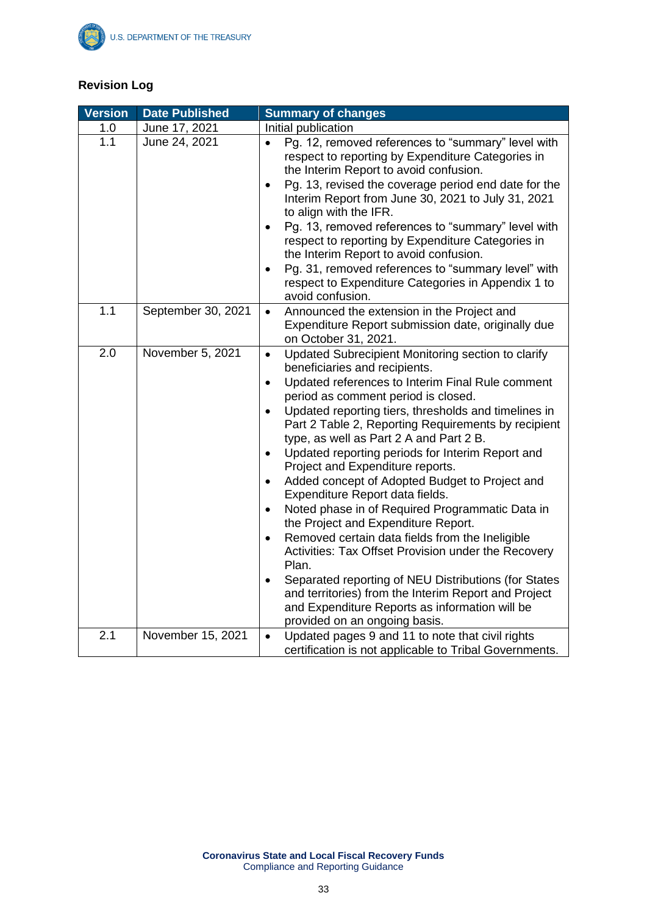**Revision Log**

| Version | Date Published | Summary of changes |
|---|---|---|
| 1.0 | June 17, 2021 | Initial publication |
| 1.1 | June 24, 2021 | • Pg. 12, removed references to "summary" level with respect to reporting by Expenditure Categories in the Interim Report to avoid confusion.<br>• Pg. 13, revised the coverage period end date for the Interim Report from June 30, 2021 to July 31, 2021 to align with the IFR.<br>• Pg. 13, removed references to "summary" level with respect to reporting by Expenditure Categories in the Interim Report to avoid confusion.<br>• Pg. 31, removed references to "summary level" with respect to Expenditure Categories in Appendix 1 to avoid confusion. |
| 1.1 | September 30, 2021 | • Announced the extension in the Project and Expenditure Report submission date, originally due on October 31, 2021. |
| 2.0 | November 5, 2021 | • Updated Subrecipient Monitoring section to clarify beneficiaries and recipients.<br>• Updated references to Interim Final Rule comment period as comment period is closed.<br>• Updated reporting tiers, thresholds and timelines in Part 2 Table 2, Reporting Requirements by recipient type, as well as Part 2 A and Part 2 B.<br>• Updated reporting periods for Interim Report and Project and Expenditure reports.<br>• Added concept of Adopted Budget to Project and Expenditure Report data fields.<br>• Noted phase in of Required Programmatic Data in the Project and Expenditure Report.<br>• Removed certain data fields from the Ineligible Activities: Tax Offset Provision under the Recovery Plan.<br>• Separated reporting of NEU Distributions (for States and territories) from the Interim Report and Project and Expenditure Reports as information will be provided on an ongoing basis. |
| 2.1 | November 15, 2021 | • Updated pages 9 and 11 to note that civil rights certification is not applicable to Tribal Governments. |